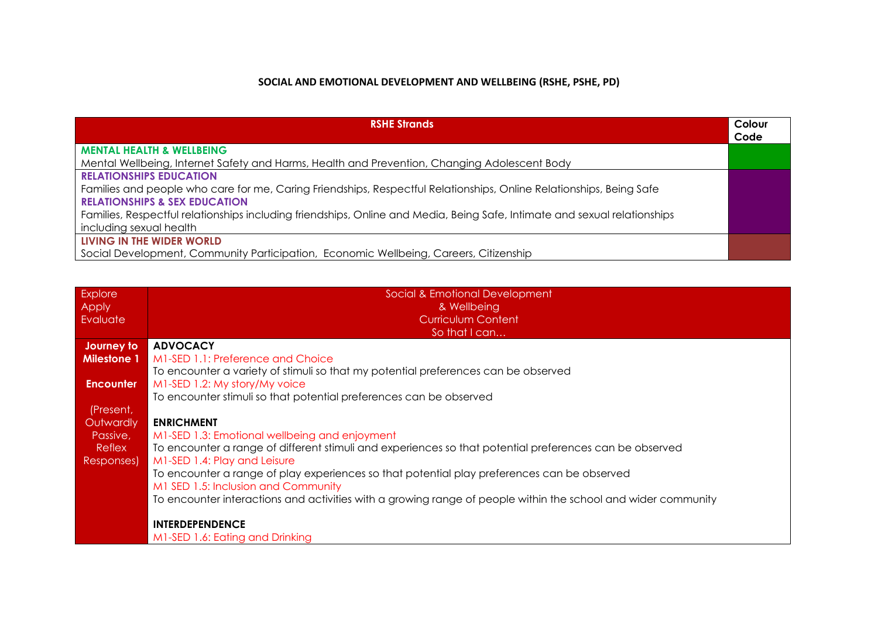# SOCIAL AND EMOTIONAL DEVELOPMENT AND WELLBEING (RSHE, PSHE, PD)

| RSHE Strands | Colour Code |
|---|---|
| **MENTAL HEALTH & WELLBEING**<br>Mental Wellbeing, Internet Safety and Harms, Health and Prevention, Changing Adolescent Body | |
| **RELATIONSHIPS EDUCATION**<br>Families and people who care for me, Caring Friendships, Respectful Relationships, Online Relationships, Being Safe<br>**RELATIONSHIPS & SEX EDUCATION**<br>Families, Respectful relationships including friendships, Online and Media, Being Safe, Intimate and sexual relationships including sexual health | |
| **LIVING IN THE WIDER WORLD**<br>Social Development, Community Participation, Economic Wellbeing, Careers, Citizenship | |

| Explore<br>Apply<br>Evaluate | Social & Emotional Development<br>& Wellbeing<br>Curriculum Content<br>So that I can… |
|---|---|
| **Journey to Milestone 1**<br><br>**Encounter**<br><br>(Present, Outwardly Passive, Reflex Responses) | **ADVOCACY**<br>M1-SED 1.1: Preference and Choice<br>To encounter a variety of stimuli so that my potential preferences can be observed<br>M1-SED 1.2: My story/My voice<br>To encounter stimuli so that potential preferences can be observed<br><br>**ENRICHMENT**<br>M1-SED 1.3: Emotional wellbeing and enjoyment<br>To encounter a range of different stimuli and experiences so that potential preferences can be observed<br>M1-SED 1.4: Play and Leisure<br>To encounter a range of play experiences so that potential play preferences can be observed<br>M1 SED 1.5: Inclusion and Community<br>To encounter interactions and activities with a growing range of people within the school and wider community<br><br>**INTERDEPENDENCE**<br>M1-SED 1.6: Eating and Drinking |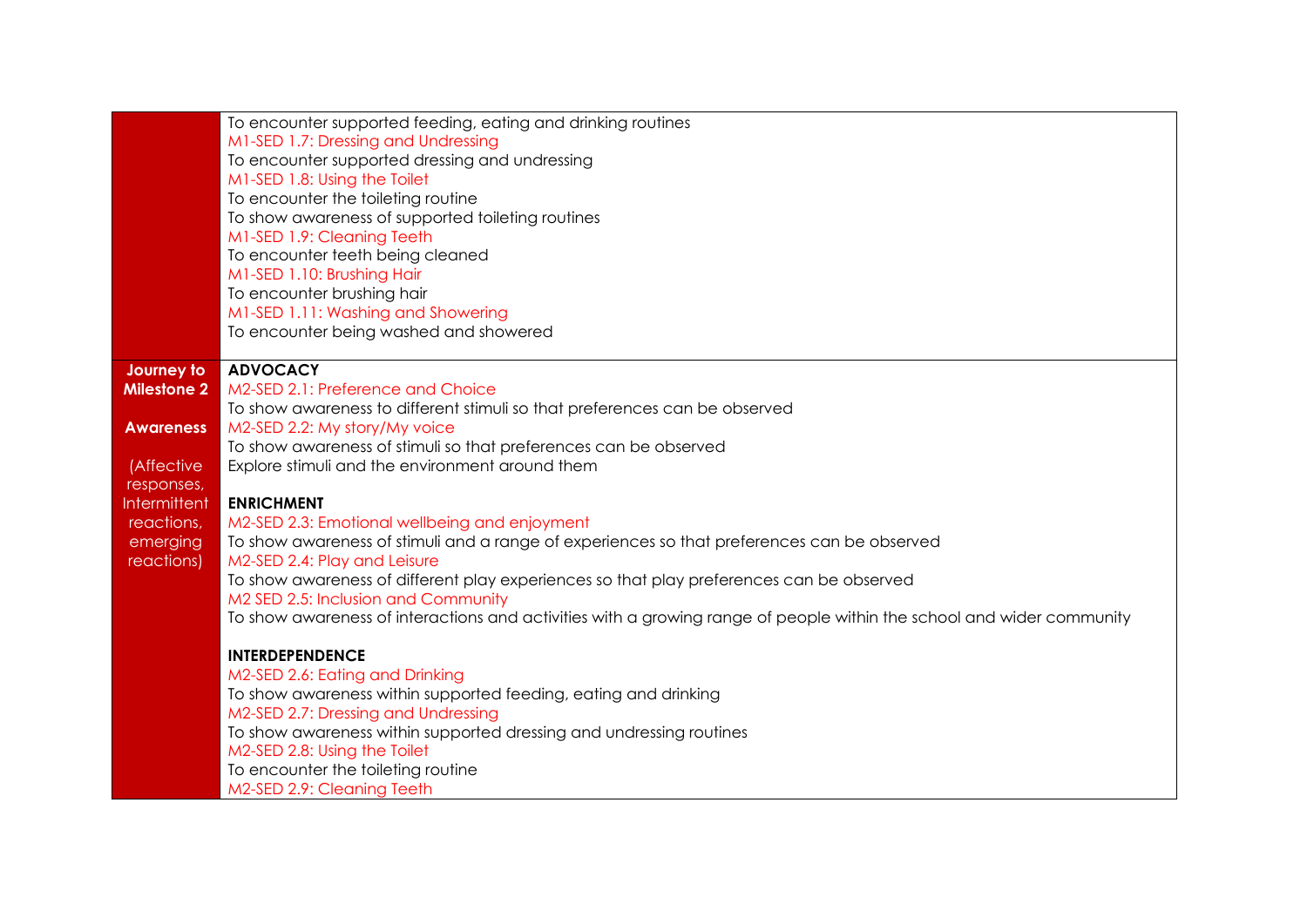| | |
|---|---|
| | To encounter supported feeding, eating and drinking routines<br>M1-SED 1.7: Dressing and Undressing<br>To encounter supported dressing and undressing<br>M1-SED 1.8: Using the Toilet<br>To encounter the toileting routine<br>To show awareness of supported toileting routines<br>M1-SED 1.9: Cleaning Teeth<br>To encounter teeth being cleaned<br>M1-SED 1.10: Brushing Hair<br>To encounter brushing hair<br>M1-SED 1.11: Washing and Showering<br>To encounter being washed and showered |
| **Journey to Milestone 2**<br><br>**Awareness**<br><br>(Affective responses, Intermittent reactions, emerging reactions) | **ADVOCACY**<br>M2-SED 2.1: Preference and Choice<br>To show awareness to different stimuli so that preferences can be observed<br>M2-SED 2.2: My story/My voice<br>To show awareness of stimuli so that preferences can be observed<br>Explore stimuli and the environment around them<br><br>**ENRICHMENT**<br>M2-SED 2.3: Emotional wellbeing and enjoyment<br>To show awareness of stimuli and a range of experiences so that preferences can be observed<br>M2-SED 2.4: Play and Leisure<br>To show awareness of different play experiences so that play preferences can be observed<br>M2 SED 2.5: Inclusion and Community<br>To show awareness of interactions and activities with a growing range of people within the school and wider community<br><br>**INTERDEPENDENCE**<br>M2-SED 2.6: Eating and Drinking<br>To show awareness within supported feeding, eating and drinking<br>M2-SED 2.7: Dressing and Undressing<br>To show awareness within supported dressing and undressing routines<br>M2-SED 2.8: Using the Toilet<br>To encounter the toileting routine<br>M2-SED 2.9: Cleaning Teeth |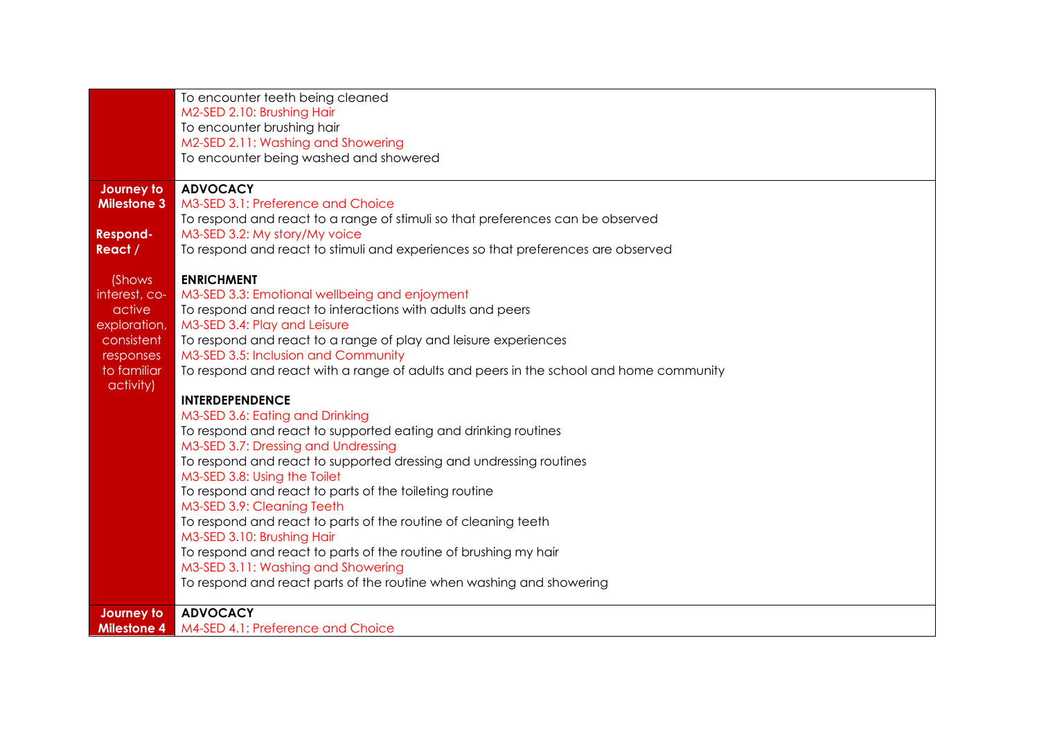| | |
|---|---|
| | To encounter teeth being cleaned<br>M2-SED 2.10: Brushing Hair<br>To encounter brushing hair<br>M2-SED 2.11: Washing and Showering<br>To encounter being washed and showered |
| **Journey to Milestone 3**<br><br>**Respond-React /**<br><br>(Shows interest, co-active exploration, consistent responses to familiar activity) | **ADVOCACY**<br>M3-SED 3.1: Preference and Choice<br>To respond and react to a range of stimuli so that preferences can be observed<br>M3-SED 3.2: My story/My voice<br>To respond and react to stimuli and experiences so that preferences are observed<br><br>**ENRICHMENT**<br>M3-SED 3.3: Emotional wellbeing and enjoyment<br>To respond and react to interactions with adults and peers<br>M3-SED 3.4: Play and Leisure<br>To respond and react to a range of play and leisure experiences<br>M3-SED 3.5: Inclusion and Community<br>To respond and react with a range of adults and peers in the school and home community<br><br>**INTERDEPENDENCE**<br>M3-SED 3.6: Eating and Drinking<br>To respond and react to supported eating and drinking routines<br>M3-SED 3.7: Dressing and Undressing<br>To respond and react to supported dressing and undressing routines<br>M3-SED 3.8: Using the Toilet<br>To respond and react to parts of the toileting routine<br>M3-SED 3.9: Cleaning Teeth<br>To respond and react to parts of the routine of cleaning teeth<br>M3-SED 3.10: Brushing Hair<br>To respond and react to parts of the routine of brushing my hair<br>M3-SED 3.11: Washing and Showering<br>To respond and react parts of the routine when washing and showering |
| **Journey to Milestone 4** | **ADVOCACY**<br>M4-SED 4.1: Preference and Choice |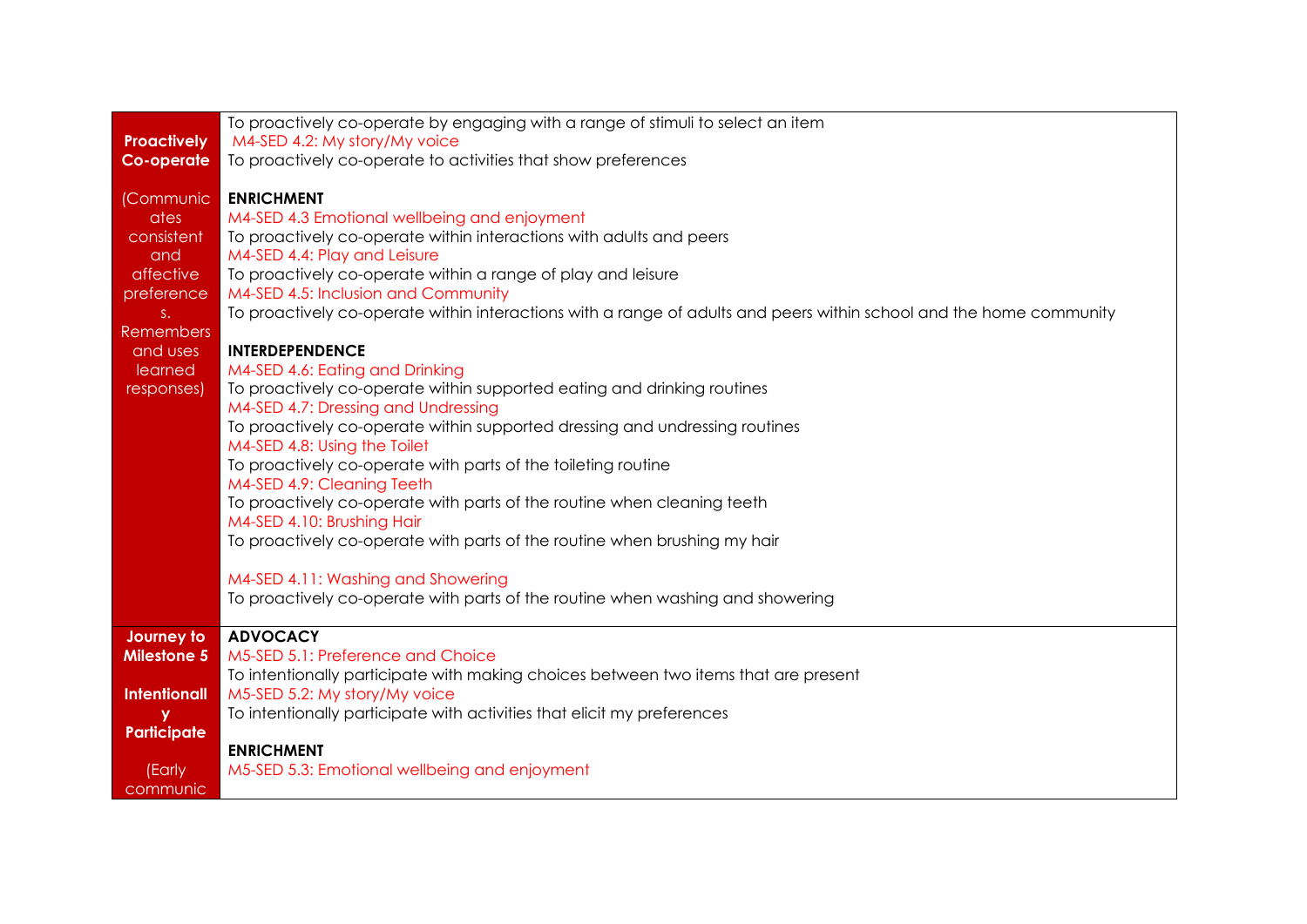| | |
|---|---|
| **Proactively Co-operate**<br><br>(Communicates consistent and affective preferences. Remembers and uses learned responses) | To proactively co-operate by engaging with a range of stimuli to select an item<br>M4-SED 4.2: My story/My voice<br>To proactively co-operate to activities that show preferences<br><br>**ENRICHMENT**<br>M4-SED 4.3 Emotional wellbeing and enjoyment<br>To proactively co-operate within interactions with adults and peers<br>M4-SED 4.4: Play and Leisure<br>To proactively co-operate within a range of play and leisure<br>M4-SED 4.5: Inclusion and Community<br>To proactively co-operate within interactions with a range of adults and peers within school and the home community<br><br>**INTERDEPENDENCE**<br>M4-SED 4.6: Eating and Drinking<br>To proactively co-operate within supported eating and drinking routines<br>M4-SED 4.7: Dressing and Undressing<br>To proactively co-operate within supported dressing and undressing routines<br>M4-SED 4.8: Using the Toilet<br>To proactively co-operate with parts of the toileting routine<br>M4-SED 4.9: Cleaning Teeth<br>To proactively co-operate with parts of the routine when cleaning teeth<br>M4-SED 4.10: Brushing Hair<br>To proactively co-operate with parts of the routine when brushing my hair<br><br>M4-SED 4.11: Washing and Showering<br>To proactively co-operate with parts of the routine when washing and showering |
| **Journey to Milestone 5**<br><br>**Intentionally Participate**<br><br>(Early communic | **ADVOCACY**<br>M5-SED 5.1: Preference and Choice<br>To intentionally participate with making choices between two items that are present<br>M5-SED 5.2: My story/My voice<br>To intentionally participate with activities that elicit my preferences<br><br>**ENRICHMENT**<br>M5-SED 5.3: Emotional wellbeing and enjoyment |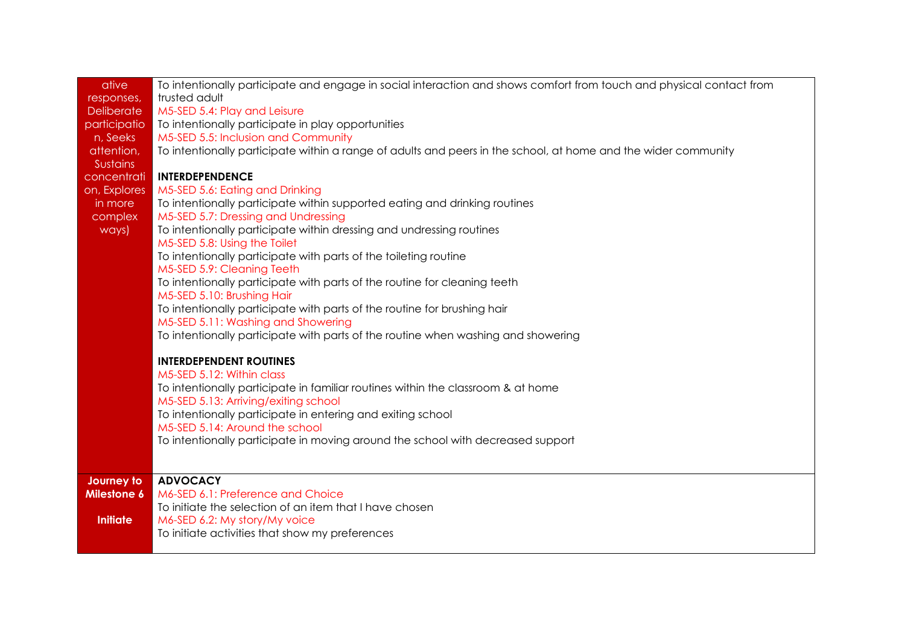| | |
|---|---|
| ative responses, Deliberate participation, Seeks attention, Sustains concentration, Explores in more complex ways) | To intentionally participate and engage in social interaction and shows comfort from touch and physical contact from trusted adult<br>M5-SED 5.4: Play and Leisure<br>To intentionally participate in play opportunities<br>M5-SED 5.5: Inclusion and Community<br>To intentionally participate within a range of adults and peers in the school, at home and the wider community<br><br>**INTERDEPENDENCE**<br>M5-SED 5.6: Eating and Drinking<br>To intentionally participate within supported eating and drinking routines<br>M5-SED 5.7: Dressing and Undressing<br>To intentionally participate within dressing and undressing routines<br>M5-SED 5.8: Using the Toilet<br>To intentionally participate with parts of the toileting routine<br>M5-SED 5.9: Cleaning Teeth<br>To intentionally participate with parts of the routine for cleaning teeth<br>M5-SED 5.10: Brushing Hair<br>To intentionally participate with parts of the routine for brushing hair<br>M5-SED 5.11: Washing and Showering<br>To intentionally participate with parts of the routine when washing and showering<br><br>**INTERDEPENDENT ROUTINES**<br>M5-SED 5.12: Within class<br>To intentionally participate in familiar routines within the classroom & at home<br>M5-SED 5.13: Arriving/exiting school<br>To intentionally participate in entering and exiting school<br>M5-SED 5.14: Around the school<br>To intentionally participate in moving around the school with decreased support |
| **Journey to Milestone 6**<br><br>**Initiate** | **ADVOCACY**<br>M6-SED 6.1: Preference and Choice<br>To initiate the selection of an item that I have chosen<br>M6-SED 6.2: My story/My voice<br>To initiate activities that show my preferences |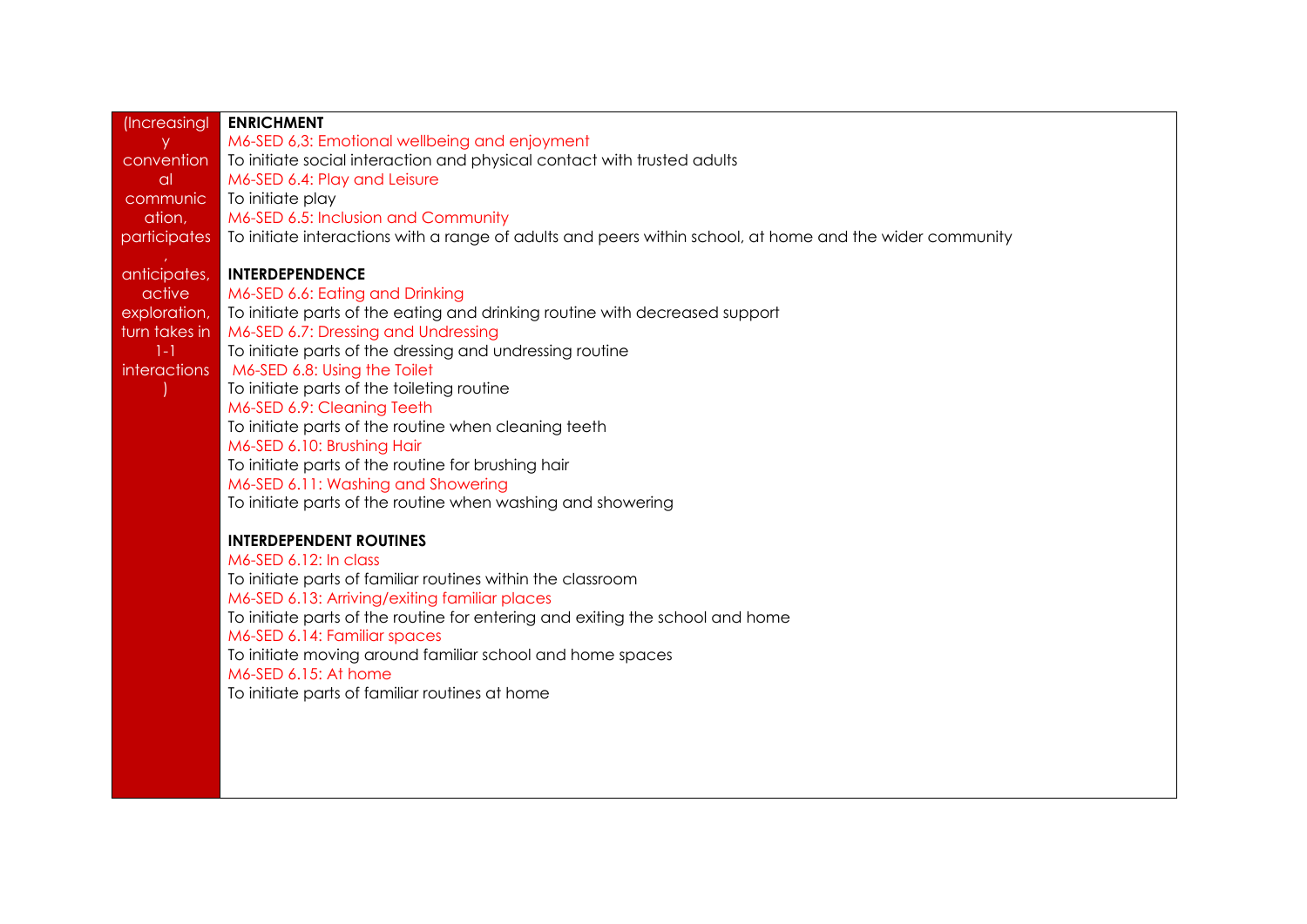| (Increasingly conventional communication, participates, anticipates, active exploration, turn takes in 1-1 interactions) | **ENRICHMENT**<br>M6-SED 6,3: Emotional wellbeing and enjoyment<br>To initiate social interaction and physical contact with trusted adults<br>M6-SED 6.4: Play and Leisure<br>To initiate play<br>M6-SED 6.5: Inclusion and Community<br>To initiate interactions with a range of adults and peers within school, at home and the wider community<br><br>**INTERDEPENDENCE**<br>M6-SED 6.6: Eating and Drinking<br>To initiate parts of the eating and drinking routine with decreased support<br>M6-SED 6.7: Dressing and Undressing<br>To initiate parts of the dressing and undressing routine<br>M6-SED 6.8: Using the Toilet<br>To initiate parts of the toileting routine<br>M6-SED 6.9: Cleaning Teeth<br>To initiate parts of the routine when cleaning teeth<br>M6-SED 6.10: Brushing Hair<br>To initiate parts of the routine for brushing hair<br>M6-SED 6.11: Washing and Showering<br>To initiate parts of the routine when washing and showering<br><br>**INTERDEPENDENT ROUTINES**<br>M6-SED 6.12: In class<br>To initiate parts of familiar routines within the classroom<br>M6-SED 6.13: Arriving/exiting familiar places<br>To initiate parts of the routine for entering and exiting the school and home<br>M6-SED 6.14: Familiar spaces<br>To initiate moving around familiar school and home spaces<br>M6-SED 6.15: At home<br>To initiate parts of familiar routines at home |
|---|---|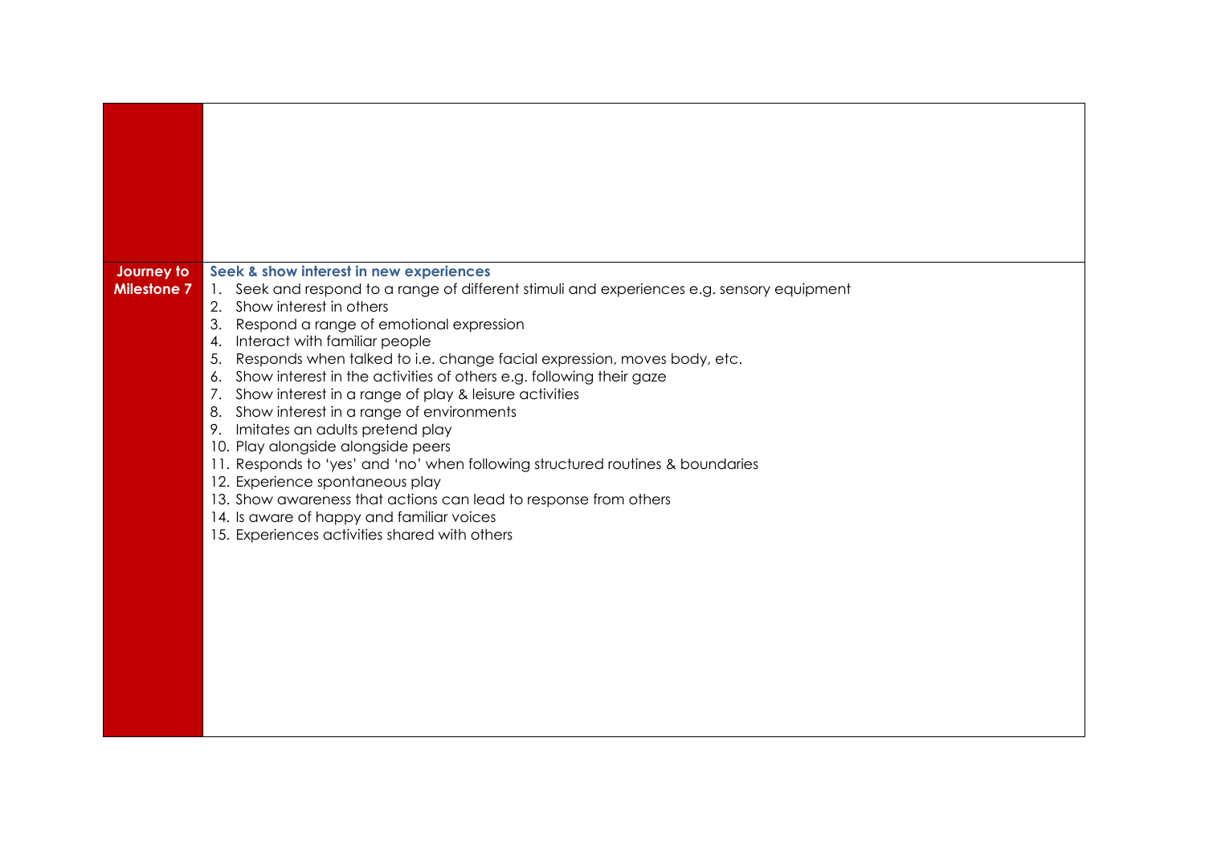| | |
|---|---|
| | |
| **Journey to Milestone 7** | **Seek & show interest in new experiences**<br>1. Seek and respond to a range of different stimuli and experiences e.g. sensory equipment<br>2. Show interest in others<br>3. Respond a range of emotional expression<br>4. Interact with familiar people<br>5. Responds when talked to i.e. change facial expression, moves body, etc.<br>6. Show interest in the activities of others e.g. following their gaze<br>7. Show interest in a range of play & leisure activities<br>8. Show interest in a range of environments<br>9. Imitates an adults pretend play<br>10. Play alongside alongside peers<br>11. Responds to 'yes' and 'no' when following structured routines & boundaries<br>12. Experience spontaneous play<br>13. Show awareness that actions can lead to response from others<br>14. Is aware of happy and familiar voices<br>15. Experiences activities shared with others |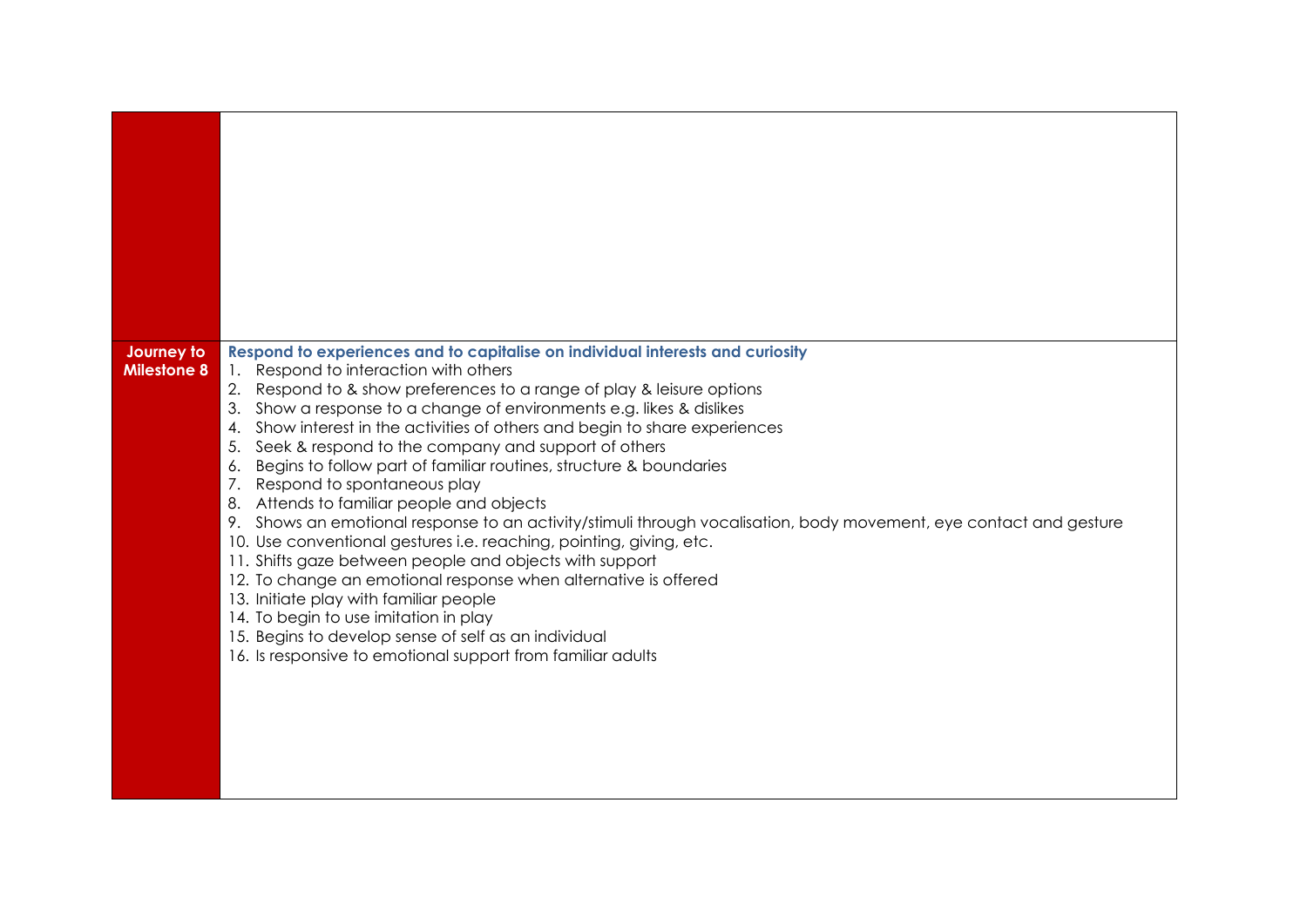| | |
|---|---|
| | |
| **Journey to Milestone 8** | **Respond to experiences and to capitalise on individual interests and curiosity**<br>1. Respond to interaction with others<br>2. Respond to & show preferences to a range of play & leisure options<br>3. Show a response to a change of environments e.g. likes & dislikes<br>4. Show interest in the activities of others and begin to share experiences<br>5. Seek & respond to the company and support of others<br>6. Begins to follow part of familiar routines, structure & boundaries<br>7. Respond to spontaneous play<br>8. Attends to familiar people and objects<br>9. Shows an emotional response to an activity/stimuli through vocalisation, body movement, eye contact and gesture<br>10. Use conventional gestures i.e. reaching, pointing, giving, etc.<br>11. Shifts gaze between people and objects with support<br>12. To change an emotional response when alternative is offered<br>13. Initiate play with familiar people<br>14. To begin to use imitation in play<br>15. Begins to develop sense of self as an individual<br>16. Is responsive to emotional support from familiar adults |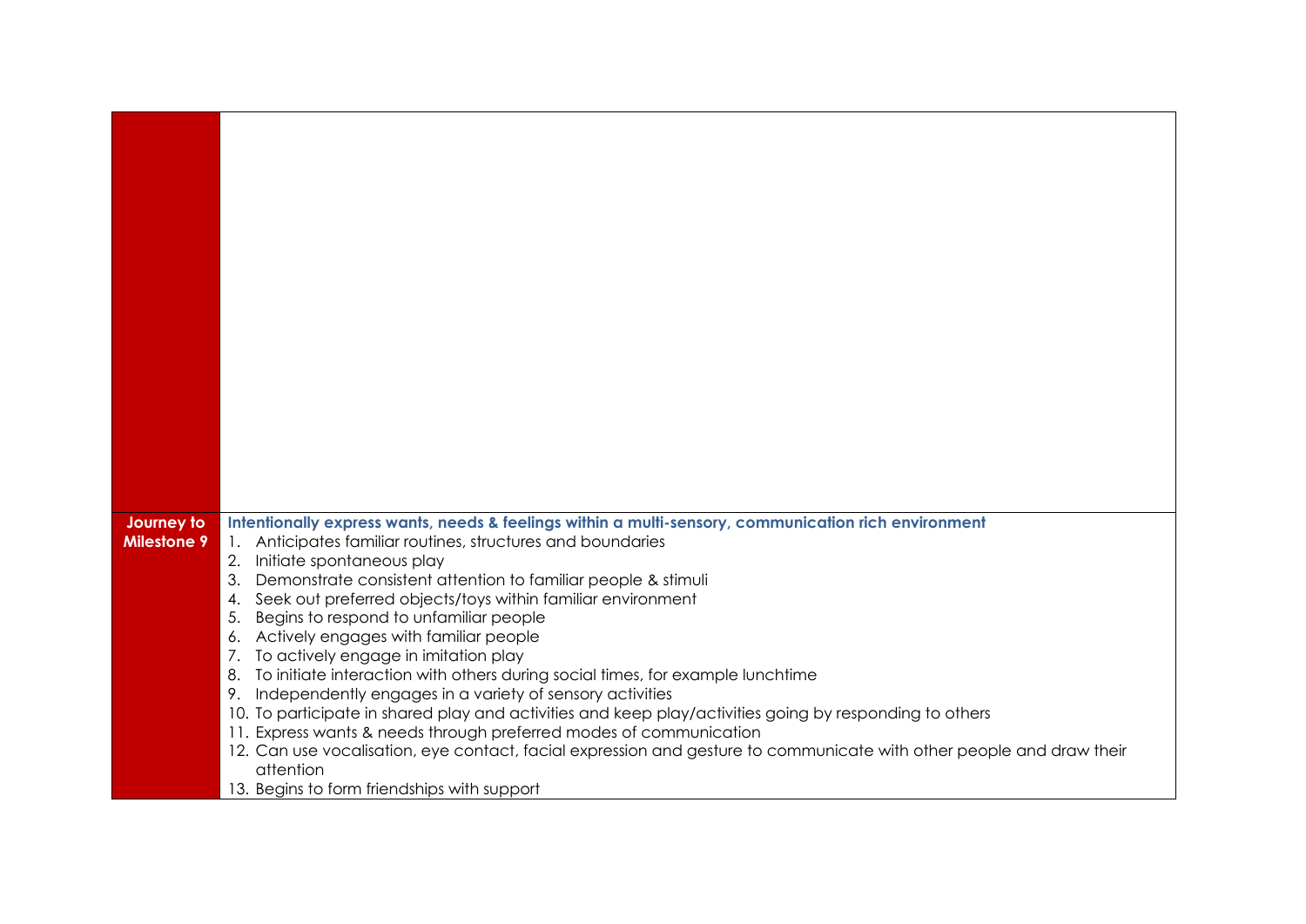| | |
|---|---|
| | |
| **Journey to Milestone 9** | **Intentionally express wants, needs & feelings within a multi-sensory, communication rich environment**<br>1. Anticipates familiar routines, structures and boundaries<br>2. Initiate spontaneous play<br>3. Demonstrate consistent attention to familiar people & stimuli<br>4. Seek out preferred objects/toys within familiar environment<br>5. Begins to respond to unfamiliar people<br>6. Actively engages with familiar people<br>7. To actively engage in imitation play<br>8. To initiate interaction with others during social times, for example lunchtime<br>9. Independently engages in a variety of sensory activities<br>10. To participate in shared play and activities and keep play/activities going by responding to others<br>11. Express wants & needs through preferred modes of communication<br>12. Can use vocalisation, eye contact, facial expression and gesture to communicate with other people and draw their attention<br>13. Begins to form friendships with support |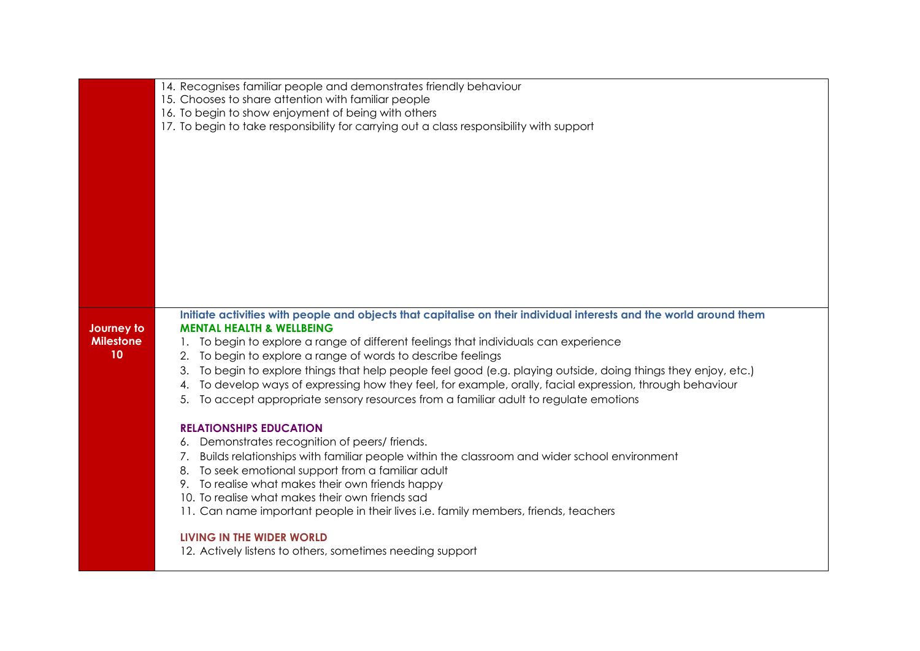| | |
|---|---|
| | 14. Recognises familiar people and demonstrates friendly behaviour<br>15. Chooses to share attention with familiar people<br>16. To begin to show enjoyment of being with others<br>17. To begin to take responsibility for carrying out a class responsibility with support |
| **Journey to Milestone 10** | **Initiate activities with people and objects that capitalise on their individual interests and the world around them**<br>**MENTAL HEALTH & WELLBEING**<br>1. To begin to explore a range of different feelings that individuals can experience<br>2. To begin to explore a range of words to describe feelings<br>3. To begin to explore things that help people feel good (e.g. playing outside, doing things they enjoy, etc.)<br>4. To develop ways of expressing how they feel, for example, orally, facial expression, through behaviour<br>5. To accept appropriate sensory resources from a familiar adult to regulate emotions<br><br>**RELATIONSHIPS EDUCATION**<br>6. Demonstrates recognition of peers/ friends.<br>7. Builds relationships with familiar people within the classroom and wider school environment<br>8. To seek emotional support from a familiar adult<br>9. To realise what makes their own friends happy<br>10. To realise what makes their own friends sad<br>11. Can name important people in their lives i.e. family members, friends, teachers<br><br>**LIVING IN THE WIDER WORLD**<br>12. Actively listens to others, sometimes needing support |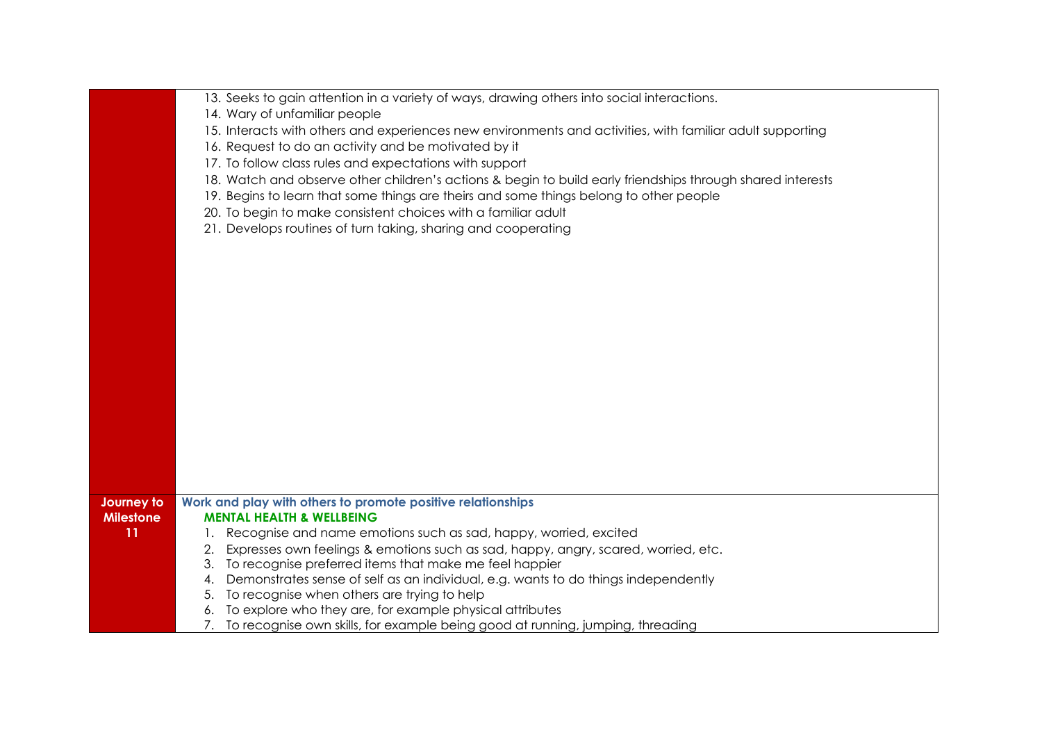| | |
|---|---|
| | 13. Seeks to gain attention in a variety of ways, drawing others into social interactions.<br>14. Wary of unfamiliar people<br>15. Interacts with others and experiences new environments and activities, with familiar adult supporting<br>16. Request to do an activity and be motivated by it<br>17. To follow class rules and expectations with support<br>18. Watch and observe other children's actions & begin to build early friendships through shared interests<br>19. Begins to learn that some things are theirs and some things belong to other people<br>20. To begin to make consistent choices with a familiar adult<br>21. Develops routines of turn taking, sharing and cooperating |
| **Journey to Milestone 11** | **Work and play with others to promote positive relationships**<br>**MENTAL HEALTH & WELLBEING**<br>1. Recognise and name emotions such as sad, happy, worried, excited<br>2. Expresses own feelings & emotions such as sad, happy, angry, scared, worried, etc.<br>3. To recognise preferred items that make me feel happier<br>4. Demonstrates sense of self as an individual, e.g. wants to do things independently<br>5. To recognise when others are trying to help<br>6. To explore who they are, for example physical attributes<br>7. To recognise own skills, for example being good at running, jumping, threading |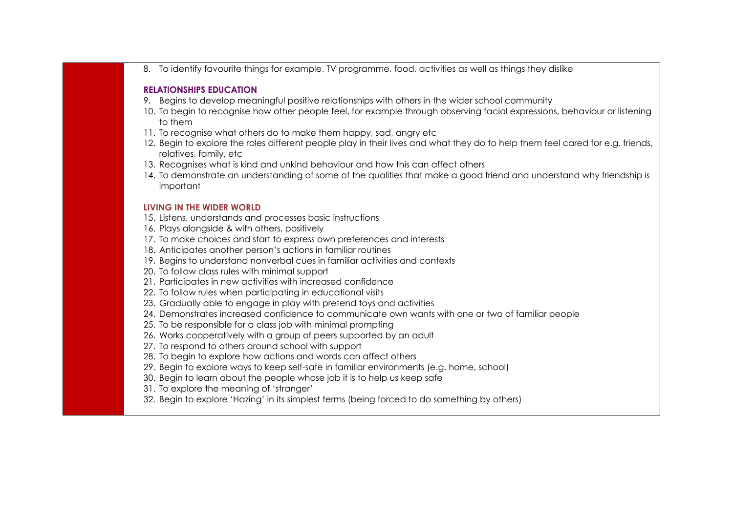8. To identify favourite things for example, TV programme, food, activities as well as things they dislike

**RELATIONSHIPS EDUCATION**

9. Begins to develop meaningful positive relationships with others in the wider school community
10. To begin to recognise how other people feel, for example through observing facial expressions, behaviour or listening to them
11. To recognise what others do to make them happy, sad, angry etc
12. Begin to explore the roles different people play in their lives and what they do to help them feel cared for e.g. friends, relatives, family, etc
13. Recognises what is kind and unkind behaviour and how this can affect others
14. To demonstrate an understanding of some of the qualities that make a good friend and understand why friendship is important

**LIVING IN THE WIDER WORLD**

15. Listens, understands and processes basic instructions
16. Plays alongside & with others, positively
17. To make choices and start to express own preferences and interests
18. Anticipates another person's actions in familiar routines
19. Begins to understand nonverbal cues in familiar activities and contexts
20. To follow class rules with minimal support
21. Participates in new activities with increased confidence
22. To follow rules when participating in educational visits
23. Gradually able to engage in play with pretend toys and activities
24. Demonstrates increased confidence to communicate own wants with one or two of familiar people
25. To be responsible for a class job with minimal prompting
26. Works cooperatively with a group of peers supported by an adult
27. To respond to others around school with support
28. To begin to explore how actions and words can affect others
29. Begin to explore ways to keep self-safe in familiar environments (e.g. home, school)
30. Begin to learn about the people whose job it is to help us keep safe
31. To explore the meaning of 'stranger'
32. Begin to explore 'Hazing' in its simplest terms (being forced to do something by others)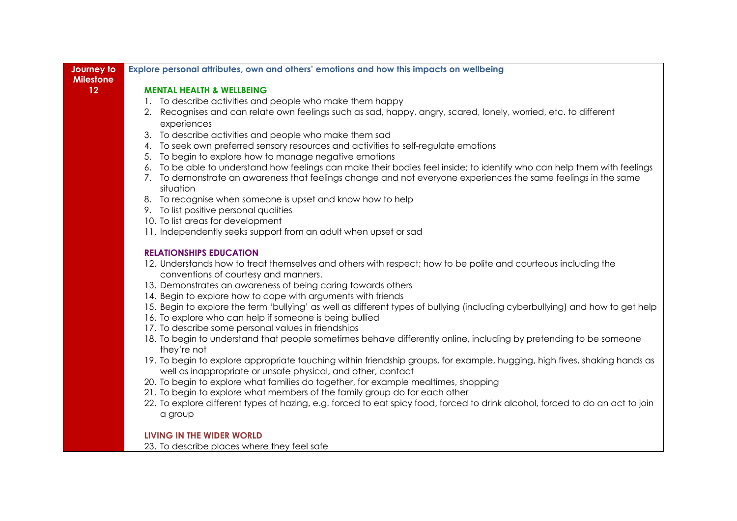| Journey to Milestone 12 | Explore personal attributes, own and others' emotions and how this impacts on wellbeing |
|---|---|

**Journey to Milestone 12**

**Explore personal attributes, own and others' emotions and how this impacts on wellbeing**

**MENTAL HEALTH & WELLBEING**

1. To describe activities and people who make them happy
2. Recognises and can relate own feelings such as sad, happy, angry, scared, lonely, worried, etc. to different experiences
3. To describe activities and people who make them sad
4. To seek own preferred sensory resources and activities to self-regulate emotions
5. To begin to explore how to manage negative emotions
6. To be able to understand how feelings can make their bodies feel inside; to identify who can help them with feelings
7. To demonstrate an awareness that feelings change and not everyone experiences the same feelings in the same situation
8. To recognise when someone is upset and know how to help
9. To list positive personal qualities
10. To list areas for development
11. Independently seeks support from an adult when upset or sad

**RELATIONSHIPS EDUCATION**

12. Understands how to treat themselves and others with respect; how to be polite and courteous including the conventions of courtesy and manners.
13. Demonstrates an awareness of being caring towards others
14. Begin to explore how to cope with arguments with friends
15. Begin to explore the term 'bullying' as well as different types of bullying (including cyberbullying) and how to get help
16. To explore who can help if someone is being bullied
17. To describe some personal values in friendships
18. To begin to understand that people sometimes behave differently online, including by pretending to be someone they're not
19. To begin to explore appropriate touching within friendship groups, for example, hugging, high fives, shaking hands as well as inappropriate or unsafe physical, and other, contact
20. To begin to explore what families do together, for example mealtimes, shopping
21. To begin to explore what members of the family group do for each other
22. To explore different types of hazing, e.g. forced to eat spicy food, forced to drink alcohol, forced to do an act to join a group

**LIVING IN THE WIDER WORLD**

23. To describe places where they feel safe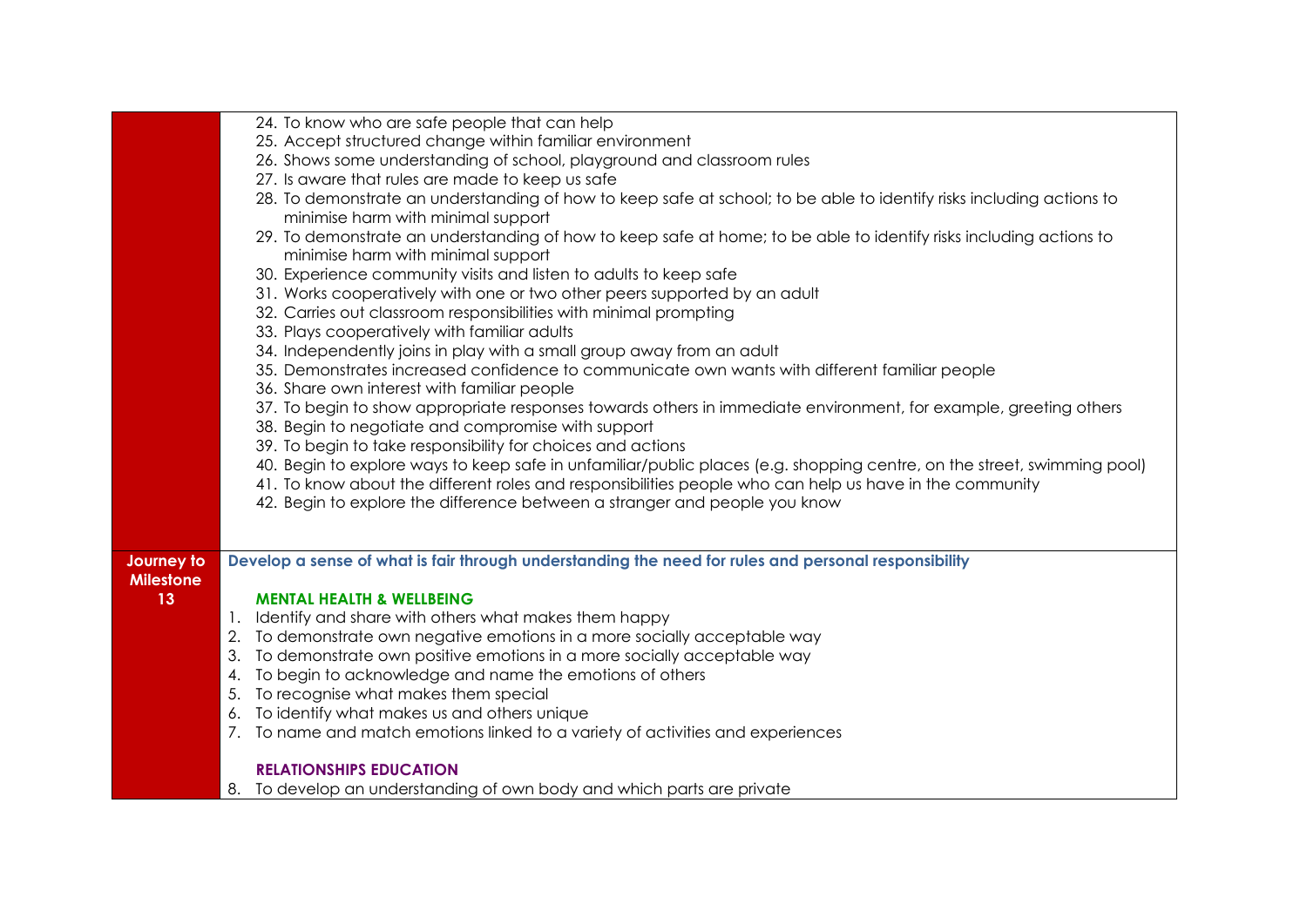| | |
|---|---|
| | 24. To know who are safe people that can help<br>25. Accept structured change within familiar environment<br>26. Shows some understanding of school, playground and classroom rules<br>27. Is aware that rules are made to keep us safe<br>28. To demonstrate an understanding of how to keep safe at school; to be able to identify risks including actions to minimise harm with minimal support<br>29. To demonstrate an understanding of how to keep safe at home; to be able to identify risks including actions to minimise harm with minimal support<br>30. Experience community visits and listen to adults to keep safe<br>31. Works cooperatively with one or two other peers supported by an adult<br>32. Carries out classroom responsibilities with minimal prompting<br>33. Plays cooperatively with familiar adults<br>34. Independently joins in play with a small group away from an adult<br>35. Demonstrates increased confidence to communicate own wants with different familiar people<br>36. Share own interest with familiar people<br>37. To begin to show appropriate responses towards others in immediate environment, for example, greeting others<br>38. Begin to negotiate and compromise with support<br>39. To begin to take responsibility for choices and actions<br>40. Begin to explore ways to keep safe in unfamiliar/public places (e.g. shopping centre, on the street, swimming pool)<br>41. To know about the different roles and responsibilities people who can help us have in the community<br>42. Begin to explore the difference between a stranger and people you know |
| **Journey to Milestone 13** | **Develop a sense of what is fair through understanding the need for rules and personal responsibility**<br><br>**MENTAL HEALTH & WELLBEING**<br>1. Identify and share with others what makes them happy<br>2. To demonstrate own negative emotions in a more socially acceptable way<br>3. To demonstrate own positive emotions in a more socially acceptable way<br>4. To begin to acknowledge and name the emotions of others<br>5. To recognise what makes them special<br>6. To identify what makes us and others unique<br>7. To name and match emotions linked to a variety of activities and experiences<br><br>**RELATIONSHIPS EDUCATION**<br>8. To develop an understanding of own body and which parts are private |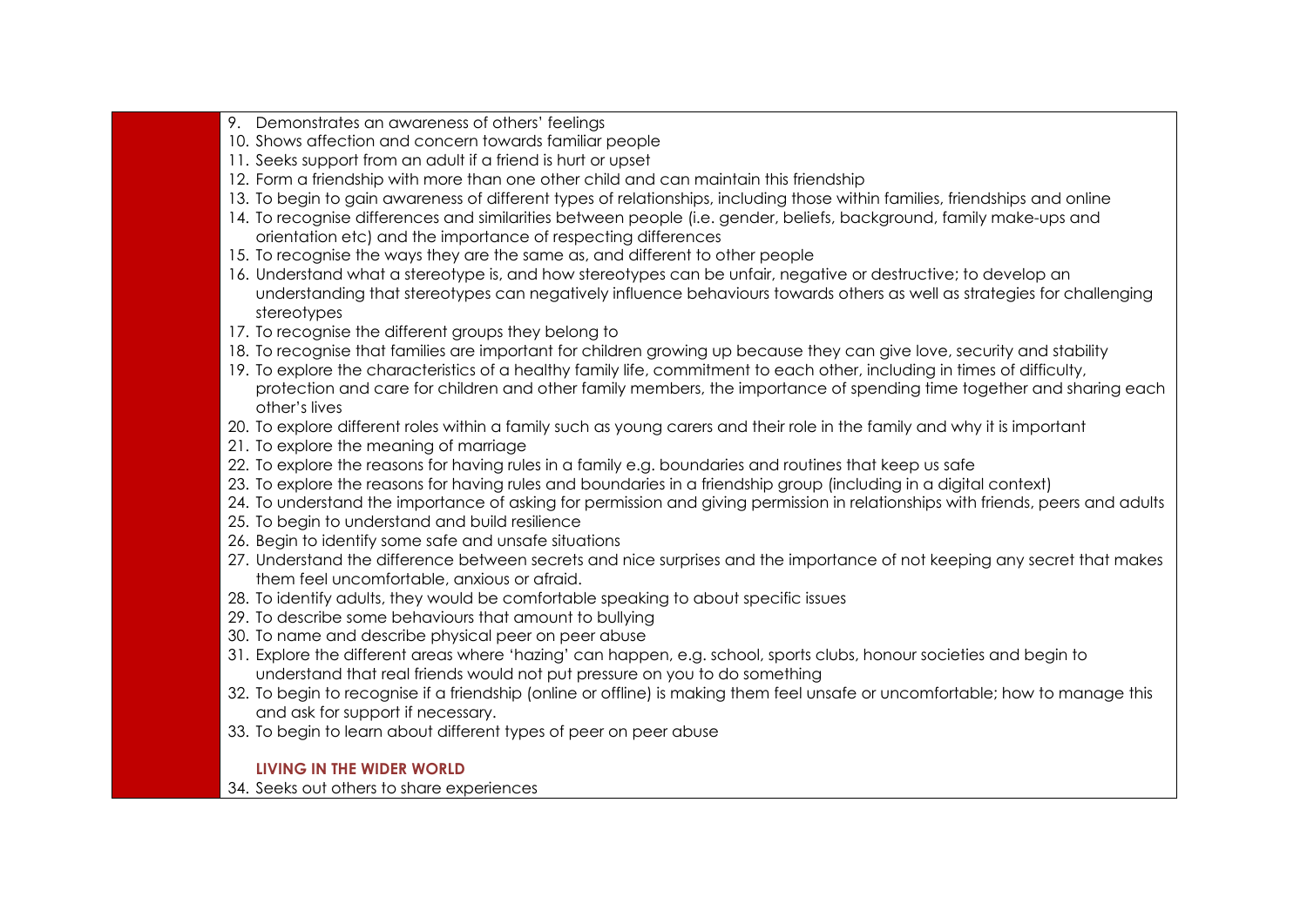9. Demonstrates an awareness of others' feelings
10. Shows affection and concern towards familiar people
11. Seeks support from an adult if a friend is hurt or upset
12. Form a friendship with more than one other child and can maintain this friendship
13. To begin to gain awareness of different types of relationships, including those within families, friendships and online
14. To recognise differences and similarities between people (i.e. gender, beliefs, background, family make-ups and orientation etc) and the importance of respecting differences
15. To recognise the ways they are the same as, and different to other people
16. Understand what a stereotype is, and how stereotypes can be unfair, negative or destructive; to develop an understanding that stereotypes can negatively influence behaviours towards others as well as strategies for challenging stereotypes
17. To recognise the different groups they belong to
18. To recognise that families are important for children growing up because they can give love, security and stability
19. To explore the characteristics of a healthy family life, commitment to each other, including in times of difficulty, protection and care for children and other family members, the importance of spending time together and sharing each other's lives
20. To explore different roles within a family such as young carers and their role in the family and why it is important
21. To explore the meaning of marriage
22. To explore the reasons for having rules in a family e.g. boundaries and routines that keep us safe
23. To explore the reasons for having rules and boundaries in a friendship group (including in a digital context)
24. To understand the importance of asking for permission and giving permission in relationships with friends, peers and adults
25. To begin to understand and build resilience
26. Begin to identify some safe and unsafe situations
27. Understand the difference between secrets and nice surprises and the importance of not keeping any secret that makes them feel uncomfortable, anxious or afraid.
28. To identify adults, they would be comfortable speaking to about specific issues
29. To describe some behaviours that amount to bullying
30. To name and describe physical peer on peer abuse
31. Explore the different areas where 'hazing' can happen, e.g. school, sports clubs, honour societies and begin to understand that real friends would not put pressure on you to do something
32. To begin to recognise if a friendship (online or offline) is making them feel unsafe or uncomfortable; how to manage this and ask for support if necessary.
33. To begin to learn about different types of peer on peer abuse

**LIVING IN THE WIDER WORLD**

34. Seeks out others to share experiences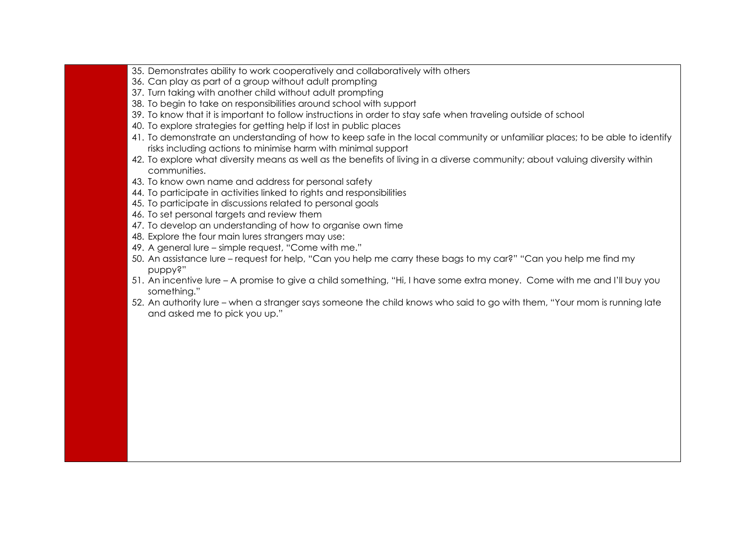| | |
|---|---|
| | 35. Demonstrates ability to work cooperatively and collaboratively with others<br>36. Can play as part of a group without adult prompting<br>37. Turn taking with another child without adult prompting<br>38. To begin to take on responsibilities around school with support<br>39. To know that it is important to follow instructions in order to stay safe when traveling outside of school<br>40. To explore strategies for getting help if lost in public places<br>41. To demonstrate an understanding of how to keep safe in the local community or unfamiliar places; to be able to identify risks including actions to minimise harm with minimal support<br>42. To explore what diversity means as well as the benefits of living in a diverse community; about valuing diversity within communities.<br>43. To know own name and address for personal safety<br>44. To participate in activities linked to rights and responsibilities<br>45. To participate in discussions related to personal goals<br>46. To set personal targets and review them<br>47. To develop an understanding of how to organise own time<br>48. Explore the four main lures strangers may use:<br>49. A general lure – simple request, "Come with me."<br>50. An assistance lure – request for help, "Can you help me carry these bags to my car?" "Can you help me find my puppy?"<br>51. An incentive lure – A promise to give a child something, "Hi, I have some extra money. Come with me and I'll buy you something."<br>52. An authority lure – when a stranger says someone the child knows who said to go with them, "Your mom is running late and asked me to pick you up." |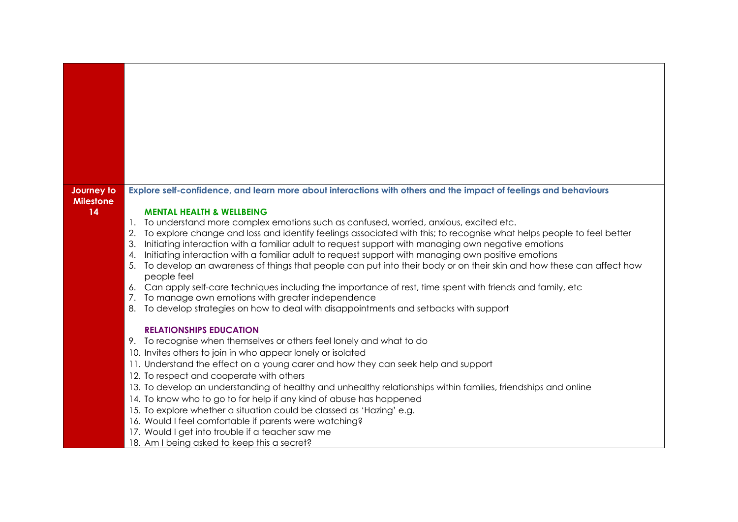| | |
|---|---|
| | |
| **Journey to Milestone 14** | **Explore self-confidence, and learn more about interactions with others and the impact of feelings and behaviours**<br><br>**MENTAL HEALTH & WELLBEING**<br>1. To understand more complex emotions such as confused, worried, anxious, excited etc.<br>2. To explore change and loss and identify feelings associated with this; to recognise what helps people to feel better<br>3. Initiating interaction with a familiar adult to request support with managing own negative emotions<br>4. Initiating interaction with a familiar adult to request support with managing own positive emotions<br>5. To develop an awareness of things that people can put into their body or on their skin and how these can affect how people feel<br>6. Can apply self-care techniques including the importance of rest, time spent with friends and family, etc<br>7. To manage own emotions with greater independence<br>8. To develop strategies on how to deal with disappointments and setbacks with support<br><br>**RELATIONSHIPS EDUCATION**<br>9. To recognise when themselves or others feel lonely and what to do<br>10. Invites others to join in who appear lonely or isolated<br>11. Understand the effect on a young carer and how they can seek help and support<br>12. To respect and cooperate with others<br>13. To develop an understanding of healthy and unhealthy relationships within families, friendships and online<br>14. To know who to go to for help if any kind of abuse has happened<br>15. To explore whether a situation could be classed as 'Hazing' e.g.<br>16. Would I feel comfortable if parents were watching?<br>17. Would I get into trouble if a teacher saw me<br>18. Am I being asked to keep this a secret? |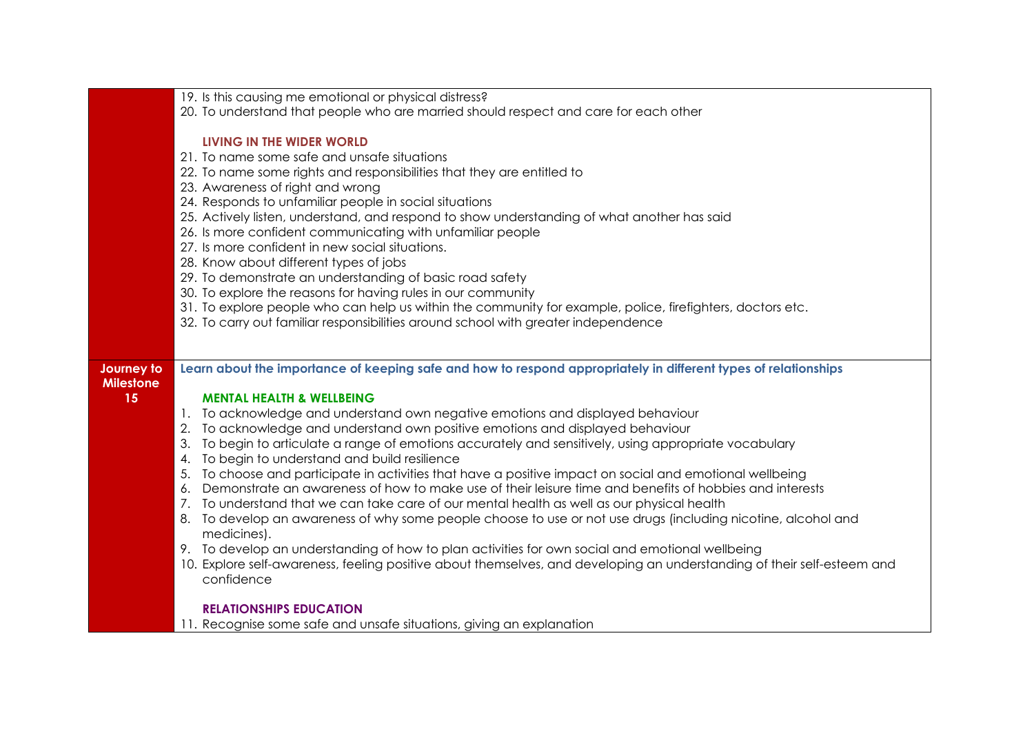| | |
|---|---|
| | 19. Is this causing me emotional or physical distress?<br>20. To understand that people who are married should respect and care for each other<br><br>**LIVING IN THE WIDER WORLD**<br>21. To name some safe and unsafe situations<br>22. To name some rights and responsibilities that they are entitled to<br>23. Awareness of right and wrong<br>24. Responds to unfamiliar people in social situations<br>25. Actively listen, understand, and respond to show understanding of what another has said<br>26. Is more confident communicating with unfamiliar people<br>27. Is more confident in new social situations.<br>28. Know about different types of jobs<br>29. To demonstrate an understanding of basic road safety<br>30. To explore the reasons for having rules in our community<br>31. To explore people who can help us within the community for example, police, firefighters, doctors etc.<br>32. To carry out familiar responsibilities around school with greater independence |
| **Journey to Milestone 15** | **Learn about the importance of keeping safe and how to respond appropriately in different types of relationships**<br><br>**MENTAL HEALTH & WELLBEING**<br>1. To acknowledge and understand own negative emotions and displayed behaviour<br>2. To acknowledge and understand own positive emotions and displayed behaviour<br>3. To begin to articulate a range of emotions accurately and sensitively, using appropriate vocabulary<br>4. To begin to understand and build resilience<br>5. To choose and participate in activities that have a positive impact on social and emotional wellbeing<br>6. Demonstrate an awareness of how to make use of their leisure time and benefits of hobbies and interests<br>7. To understand that we can take care of our mental health as well as our physical health<br>8. To develop an awareness of why some people choose to use or not use drugs (including nicotine, alcohol and medicines).<br>9. To develop an understanding of how to plan activities for own social and emotional wellbeing<br>10. Explore self-awareness, feeling positive about themselves, and developing an understanding of their self-esteem and confidence<br><br>**RELATIONSHIPS EDUCATION**<br>11. Recognise some safe and unsafe situations, giving an explanation |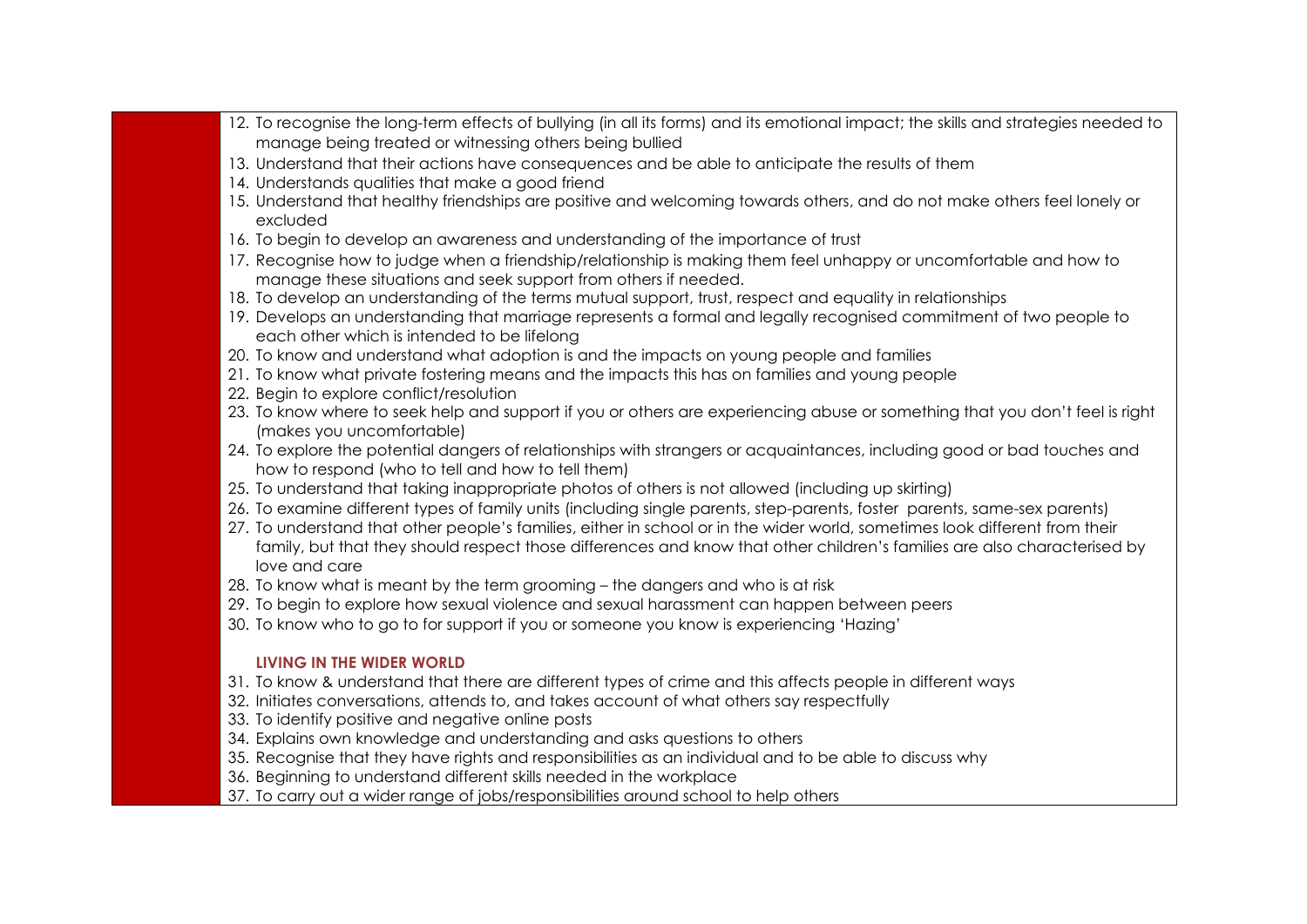12. To recognise the long-term effects of bullying (in all its forms) and its emotional impact; the skills and strategies needed to manage being treated or witnessing others being bullied
13. Understand that their actions have consequences and be able to anticipate the results of them
14. Understands qualities that make a good friend
15. Understand that healthy friendships are positive and welcoming towards others, and do not make others feel lonely or excluded
16. To begin to develop an awareness and understanding of the importance of trust
17. Recognise how to judge when a friendship/relationship is making them feel unhappy or uncomfortable and how to manage these situations and seek support from others if needed.
18. To develop an understanding of the terms mutual support, trust, respect and equality in relationships
19. Develops an understanding that marriage represents a formal and legally recognised commitment of two people to each other which is intended to be lifelong
20. To know and understand what adoption is and the impacts on young people and families
21. To know what private fostering means and the impacts this has on families and young people
22. Begin to explore conflict/resolution
23. To know where to seek help and support if you or others are experiencing abuse or something that you don't feel is right (makes you uncomfortable)
24. To explore the potential dangers of relationships with strangers or acquaintances, including good or bad touches and how to respond (who to tell and how to tell them)
25. To understand that taking inappropriate photos of others is not allowed (including up skirting)
26. To examine different types of family units (including single parents, step-parents, foster parents, same-sex parents)
27. To understand that other people's families, either in school or in the wider world, sometimes look different from their family, but that they should respect those differences and know that other children's families are also characterised by love and care
28. To know what is meant by the term grooming – the dangers and who is at risk
29. To begin to explore how sexual violence and sexual harassment can happen between peers
30. To know who to go to for support if you or someone you know is experiencing 'Hazing'

**LIVING IN THE WIDER WORLD**

31. To know & understand that there are different types of crime and this affects people in different ways
32. Initiates conversations, attends to, and takes account of what others say respectfully
33. To identify positive and negative online posts
34. Explains own knowledge and understanding and asks questions to others
35. Recognise that they have rights and responsibilities as an individual and to be able to discuss why
36. Beginning to understand different skills needed in the workplace
37. To carry out a wider range of jobs/responsibilities around school to help others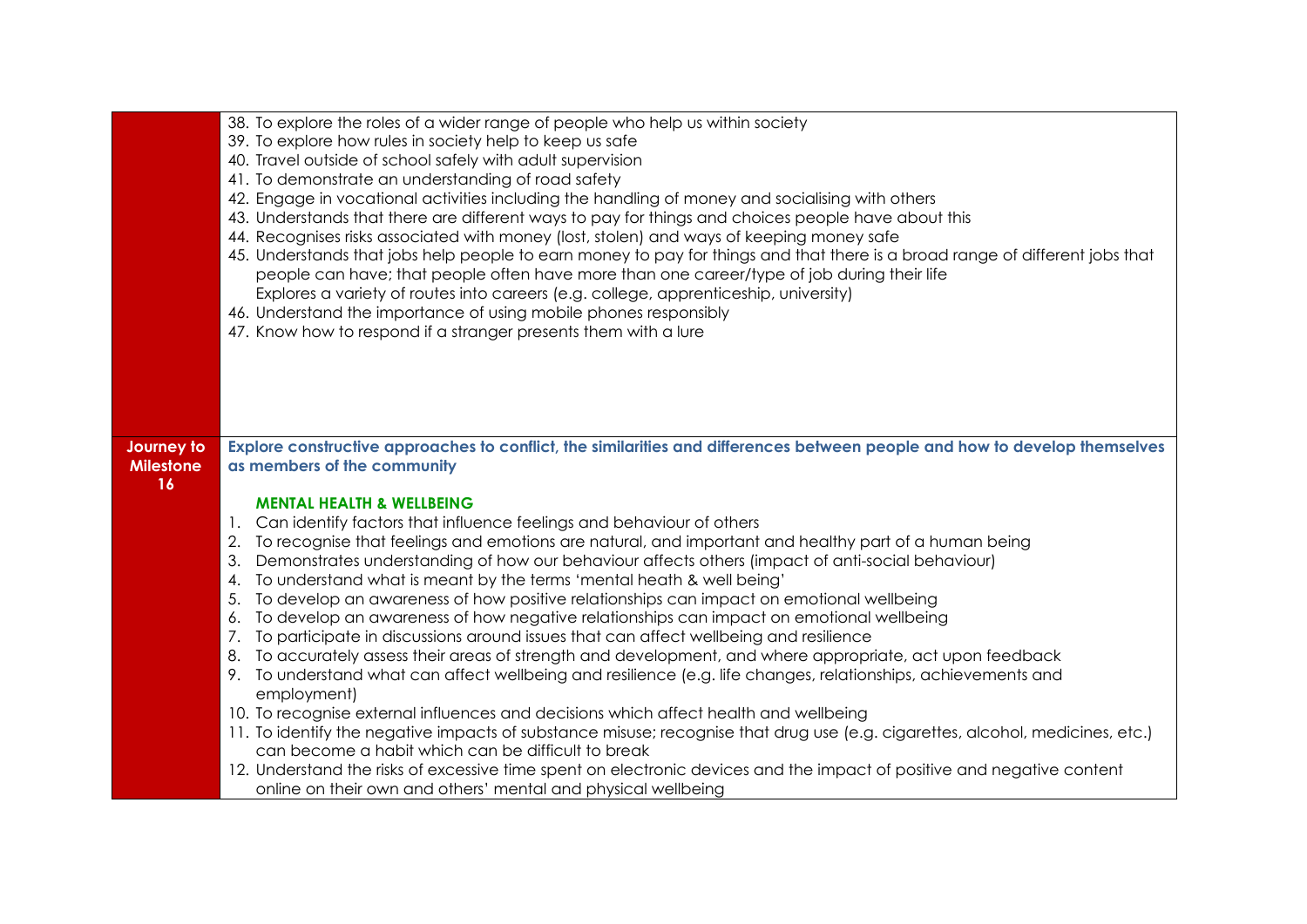| | |
|---|---|
| | 38. To explore the roles of a wider range of people who help us within society<br>39. To explore how rules in society help to keep us safe<br>40. Travel outside of school safely with adult supervision<br>41. To demonstrate an understanding of road safety<br>42. Engage in vocational activities including the handling of money and socialising with others<br>43. Understands that there are different ways to pay for things and choices people have about this<br>44. Recognises risks associated with money (lost, stolen) and ways of keeping money safe<br>45. Understands that jobs help people to earn money to pay for things and that there is a broad range of different jobs that people can have; that people often have more than one career/type of job during their life<br>Explores a variety of routes into careers (e.g. college, apprenticeship, university)<br>46. Understand the importance of using mobile phones responsibly<br>47. Know how to respond if a stranger presents them with a lure |
| **Journey to Milestone 16** | **Explore constructive approaches to conflict, the similarities and differences between people and how to develop themselves as members of the community**<br><br>**MENTAL HEALTH & WELLBEING**<br>1. Can identify factors that influence feelings and behaviour of others<br>2. To recognise that feelings and emotions are natural, and important and healthy part of a human being<br>3. Demonstrates understanding of how our behaviour affects others (impact of anti-social behaviour)<br>4. To understand what is meant by the terms 'mental heath & well being'<br>5. To develop an awareness of how positive relationships can impact on emotional wellbeing<br>6. To develop an awareness of how negative relationships can impact on emotional wellbeing<br>7. To participate in discussions around issues that can affect wellbeing and resilience<br>8. To accurately assess their areas of strength and development, and where appropriate, act upon feedback<br>9. To understand what can affect wellbeing and resilience (e.g. life changes, relationships, achievements and employment)<br>10. To recognise external influences and decisions which affect health and wellbeing<br>11. To identify the negative impacts of substance misuse; recognise that drug use (e.g. cigarettes, alcohol, medicines, etc.) can become a habit which can be difficult to break<br>12. Understand the risks of excessive time spent on electronic devices and the impact of positive and negative content online on their own and others' mental and physical wellbeing |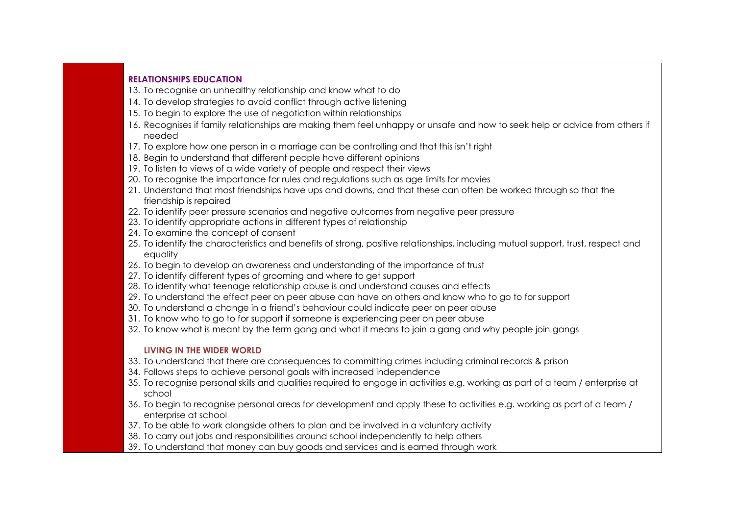**RELATIONSHIPS EDUCATION**

13. To recognise an unhealthy relationship and know what to do
14. To develop strategies to avoid conflict through active listening
15. To begin to explore the use of negotiation within relationships
16. Recognises if family relationships are making them feel unhappy or unsafe and how to seek help or advice from others if needed
17. To explore how one person in a marriage can be controlling and that this isn't right
18. Begin to understand that different people have different opinions
19. To listen to views of a wide variety of people and respect their views
20. To recognise the importance for rules and regulations such as age limits for movies
21. Understand that most friendships have ups and downs, and that these can often be worked through so that the friendship is repaired
22. To identify peer pressure scenarios and negative outcomes from negative peer pressure
23. To identify appropriate actions in different types of relationship
24. To examine the concept of consent
25. To identify the characteristics and benefits of strong, positive relationships, including mutual support, trust, respect and equality
26. To begin to develop an awareness and understanding of the importance of trust
27. To identify different types of grooming and where to get support
28. To identify what teenage relationship abuse is and understand causes and effects
29. To understand the effect peer on peer abuse can have on others and know who to go to for support
30. To understand a change in a friend's behaviour could indicate peer on peer abuse
31. To know who to go to for support if someone is experiencing peer on peer abuse
32. To know what is meant by the term gang and what it means to join a gang and why people join gangs

**LIVING IN THE WIDER WORLD**

33. To understand that there are consequences to committing crimes including criminal records & prison
34. Follows steps to achieve personal goals with increased independence
35. To recognise personal skills and qualities required to engage in activities e.g. working as part of a team / enterprise at school
36. To begin to recognise personal areas for development and apply these to activities e.g. working as part of a team / enterprise at school
37. To be able to work alongside others to plan and be involved in a voluntary activity
38. To carry out jobs and responsibilities around school independently to help others
39. To understand that money can buy goods and services and is earned through work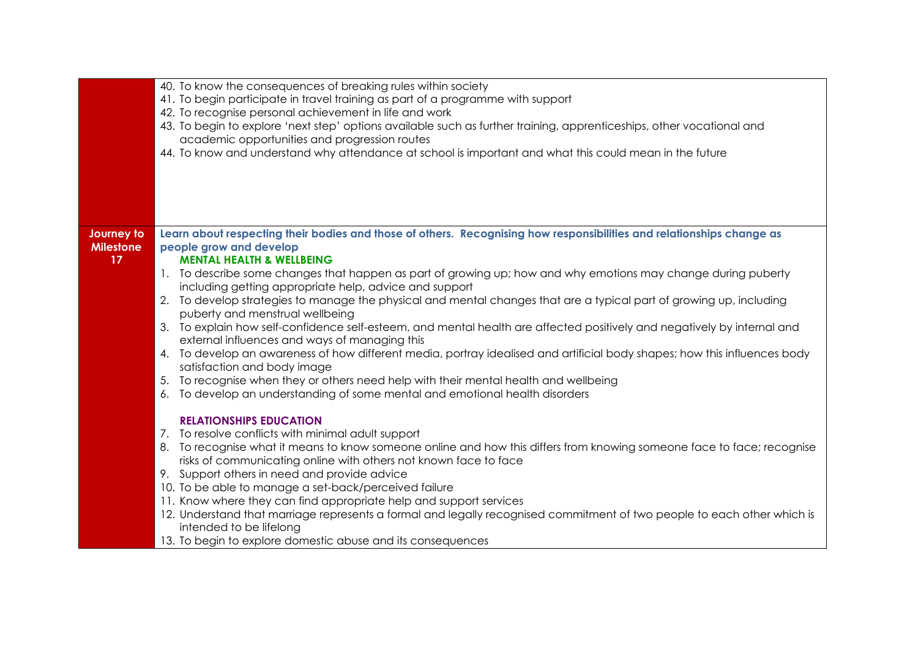| | |
|---|---|
| | 40. To know the consequences of breaking rules within society<br>41. To begin participate in travel training as part of a programme with support<br>42. To recognise personal achievement in life and work<br>43. To begin to explore 'next step' options available such as further training, apprenticeships, other vocational and academic opportunities and progression routes<br>44. To know and understand why attendance at school is important and what this could mean in the future |
| **Journey to Milestone 17** | **Learn about respecting their bodies and those of others. Recognising how responsibilities and relationships change as people grow and develop**<br>**MENTAL HEALTH & WELLBEING**<br>1. To describe some changes that happen as part of growing up; how and why emotions may change during puberty including getting appropriate help, advice and support<br>2. To develop strategies to manage the physical and mental changes that are a typical part of growing up, including puberty and menstrual wellbeing<br>3. To explain how self-confidence self-esteem, and mental health are affected positively and negatively by internal and external influences and ways of managing this<br>4. To develop an awareness of how different media, portray idealised and artificial body shapes; how this influences body satisfaction and body image<br>5. To recognise when they or others need help with their mental health and wellbeing<br>6. To develop an understanding of some mental and emotional health disorders<br><br>**RELATIONSHIPS EDUCATION**<br>7. To resolve conflicts with minimal adult support<br>8. To recognise what it means to know someone online and how this differs from knowing someone face to face; recognise risks of communicating online with others not known face to face<br>9. Support others in need and provide advice<br>10. To be able to manage a set-back/perceived failure<br>11. Know where they can find appropriate help and support services<br>12. Understand that marriage represents a formal and legally recognised commitment of two people to each other which is intended to be lifelong<br>13. To begin to explore domestic abuse and its consequences |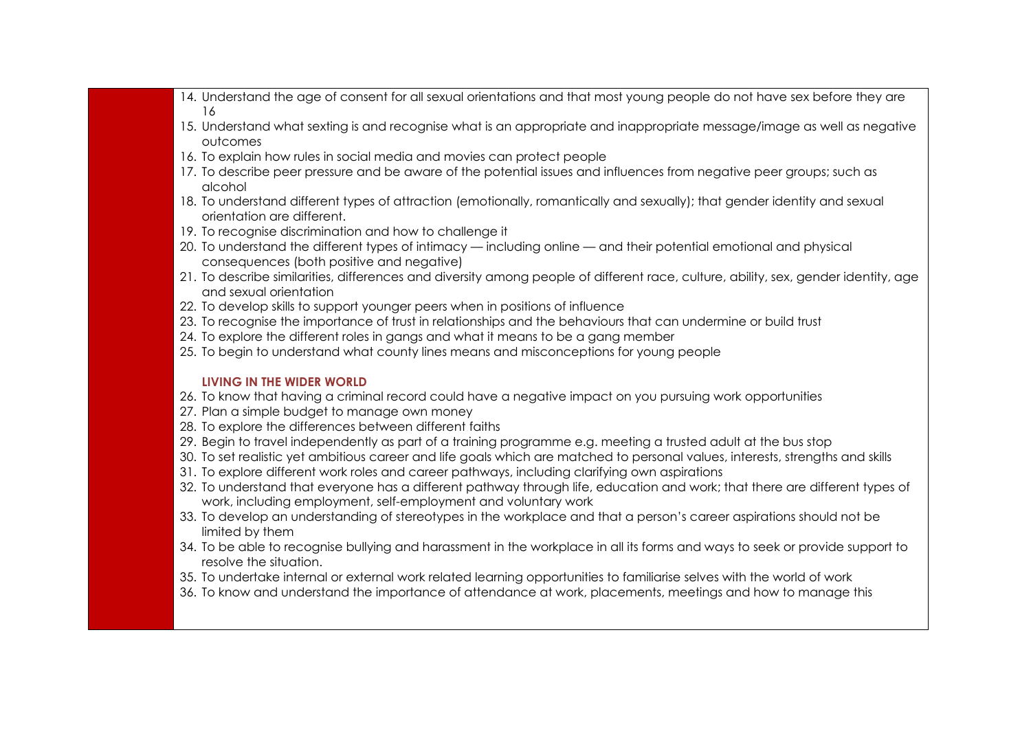14. Understand the age of consent for all sexual orientations and that most young people do not have sex before they are 16
15. Understand what sexting is and recognise what is an appropriate and inappropriate message/image as well as negative outcomes
16. To explain how rules in social media and movies can protect people
17. To describe peer pressure and be aware of the potential issues and influences from negative peer groups; such as alcohol
18. To understand different types of attraction (emotionally, romantically and sexually); that gender identity and sexual orientation are different.
19. To recognise discrimination and how to challenge it
20. To understand the different types of intimacy — including online — and their potential emotional and physical consequences (both positive and negative)
21. To describe similarities, differences and diversity among people of different race, culture, ability, sex, gender identity, age and sexual orientation
22. To develop skills to support younger peers when in positions of influence
23. To recognise the importance of trust in relationships and the behaviours that can undermine or build trust
24. To explore the different roles in gangs and what it means to be a gang member
25. To begin to understand what county lines means and misconceptions for young people

**LIVING IN THE WIDER WORLD**

26. To know that having a criminal record could have a negative impact on you pursuing work opportunities
27. Plan a simple budget to manage own money
28. To explore the differences between different faiths
29. Begin to travel independently as part of a training programme e.g. meeting a trusted adult at the bus stop
30. To set realistic yet ambitious career and life goals which are matched to personal values, interests, strengths and skills
31. To explore different work roles and career pathways, including clarifying own aspirations
32. To understand that everyone has a different pathway through life, education and work; that there are different types of work, including employment, self-employment and voluntary work
33. To develop an understanding of stereotypes in the workplace and that a person's career aspirations should not be limited by them
34. To be able to recognise bullying and harassment in the workplace in all its forms and ways to seek or provide support to resolve the situation.
35. To undertake internal or external work related learning opportunities to familiarise selves with the world of work
36. To know and understand the importance of attendance at work, placements, meetings and how to manage this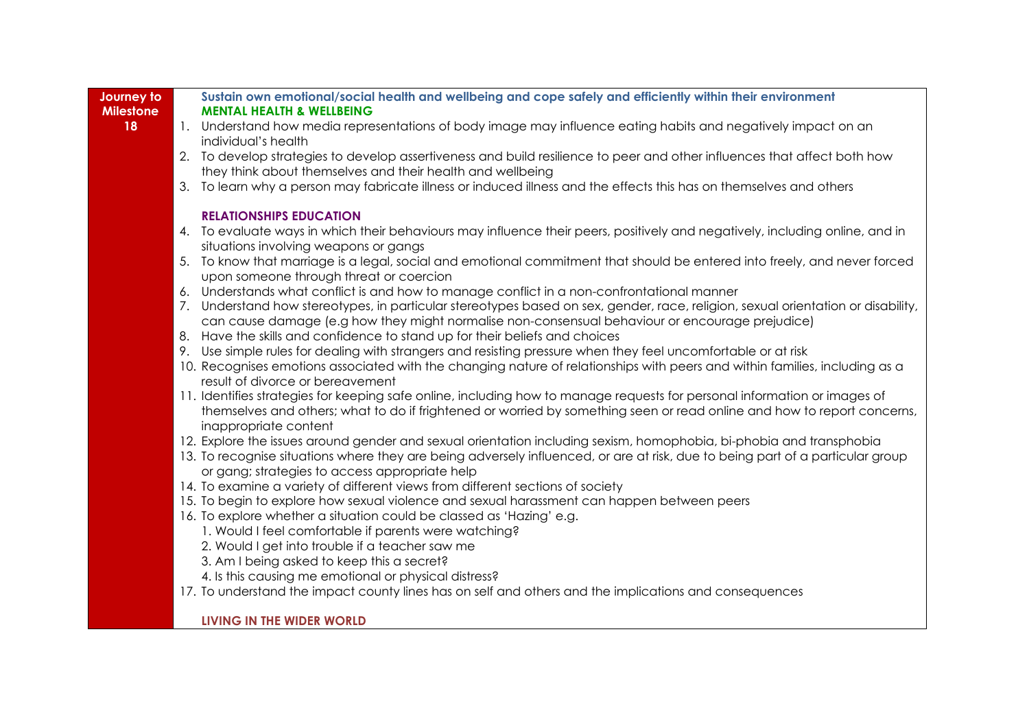| Journey to Milestone 18 | **Sustain own emotional/social health and wellbeing and cope safely and efficiently within their environment** |
|---|---|
| | **MENTAL HEALTH & WELLBEING**<br>1. Understand how media representations of body image may influence eating habits and negatively impact on an individual's health<br>2. To develop strategies to develop assertiveness and build resilience to peer and other influences that affect both how they think about themselves and their health and wellbeing<br>3. To learn why a person may fabricate illness or induced illness and the effects this has on themselves and others |
| | **RELATIONSHIPS EDUCATION**<br>4. To evaluate ways in which their behaviours may influence their peers, positively and negatively, including online, and in situations involving weapons or gangs<br>5. To know that marriage is a legal, social and emotional commitment that should be entered into freely, and never forced upon someone through threat or coercion<br>6. Understands what conflict is and how to manage conflict in a non-confrontational manner<br>7. Understand how stereotypes, in particular stereotypes based on sex, gender, race, religion, sexual orientation or disability, can cause damage (e.g how they might normalise non-consensual behaviour or encourage prejudice)<br>8. Have the skills and confidence to stand up for their beliefs and choices<br>9. Use simple rules for dealing with strangers and resisting pressure when they feel uncomfortable or at risk<br>10. Recognises emotions associated with the changing nature of relationships with peers and within families, including as a result of divorce or bereavement<br>11. Identifies strategies for keeping safe online, including how to manage requests for personal information or images of themselves and others; what to do if frightened or worried by something seen or read online and how to report concerns, inappropriate content<br>12. Explore the issues around gender and sexual orientation including sexism, homophobia, bi-phobia and transphobia<br>13. To recognise situations where they are being adversely influenced, or are at risk, due to being part of a particular group or gang; strategies to access appropriate help<br>14. To examine a variety of different views from different sections of society<br>15. To begin to explore how sexual violence and sexual harassment can happen between peers<br>16. To explore whether a situation could be classed as 'Hazing' e.g.<br>&nbsp;&nbsp;&nbsp;&nbsp;1. Would I feel comfortable if parents were watching?<br>&nbsp;&nbsp;&nbsp;&nbsp;2. Would I get into trouble if a teacher saw me<br>&nbsp;&nbsp;&nbsp;&nbsp;3. Am I being asked to keep this a secret?<br>&nbsp;&nbsp;&nbsp;&nbsp;4. Is this causing me emotional or physical distress?<br>17. To understand the impact county lines has on self and others and the implications and consequences |
| | **LIVING IN THE WIDER WORLD** |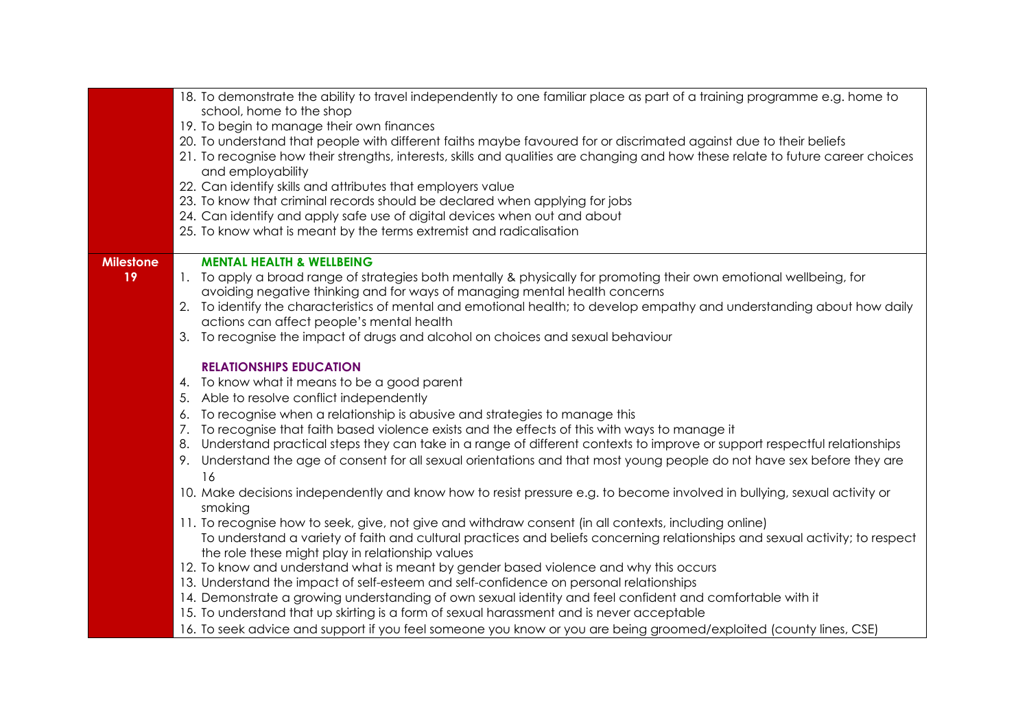| | |
|---|---|
| | 18. To demonstrate the ability to travel independently to one familiar place as part of a training programme e.g. home to school, home to the shop<br>19. To begin to manage their own finances<br>20. To understand that people with different faiths maybe favoured for or discrimated against due to their beliefs<br>21. To recognise how their strengths, interests, skills and qualities are changing and how these relate to future career choices and employability<br>22. Can identify skills and attributes that employers value<br>23. To know that criminal records should be declared when applying for jobs<br>24. Can identify and apply safe use of digital devices when out and about<br>25. To know what is meant by the terms extremist and radicalisation |
| **Milestone 19** | **MENTAL HEALTH & WELLBEING**<br>1. To apply a broad range of strategies both mentally & physically for promoting their own emotional wellbeing, for avoiding negative thinking and for ways of managing mental health concerns<br>2. To identify the characteristics of mental and emotional health; to develop empathy and understanding about how daily actions can affect people's mental health<br>3. To recognise the impact of drugs and alcohol on choices and sexual behaviour<br><br>**RELATIONSHIPS EDUCATION**<br>4. To know what it means to be a good parent<br>5. Able to resolve conflict independently<br>6. To recognise when a relationship is abusive and strategies to manage this<br>7. To recognise that faith based violence exists and the effects of this with ways to manage it<br>8. Understand practical steps they can take in a range of different contexts to improve or support respectful relationships<br>9. Understand the age of consent for all sexual orientations and that most young people do not have sex before they are 16<br>10. Make decisions independently and know how to resist pressure e.g. to become involved in bullying, sexual activity or smoking<br>11. To recognise how to seek, give, not give and withdraw consent (in all contexts, including online)<br>To understand a variety of faith and cultural practices and beliefs concerning relationships and sexual activity; to respect the role these might play in relationship values<br>12. To know and understand what is meant by gender based violence and why this occurs<br>13. Understand the impact of self-esteem and self-confidence on personal relationships<br>14. Demonstrate a growing understanding of own sexual identity and feel confident and comfortable with it<br>15. To understand that up skirting is a form of sexual harassment and is never acceptable<br>16. To seek advice and support if you feel someone you know or you are being groomed/exploited (county lines, CSE) |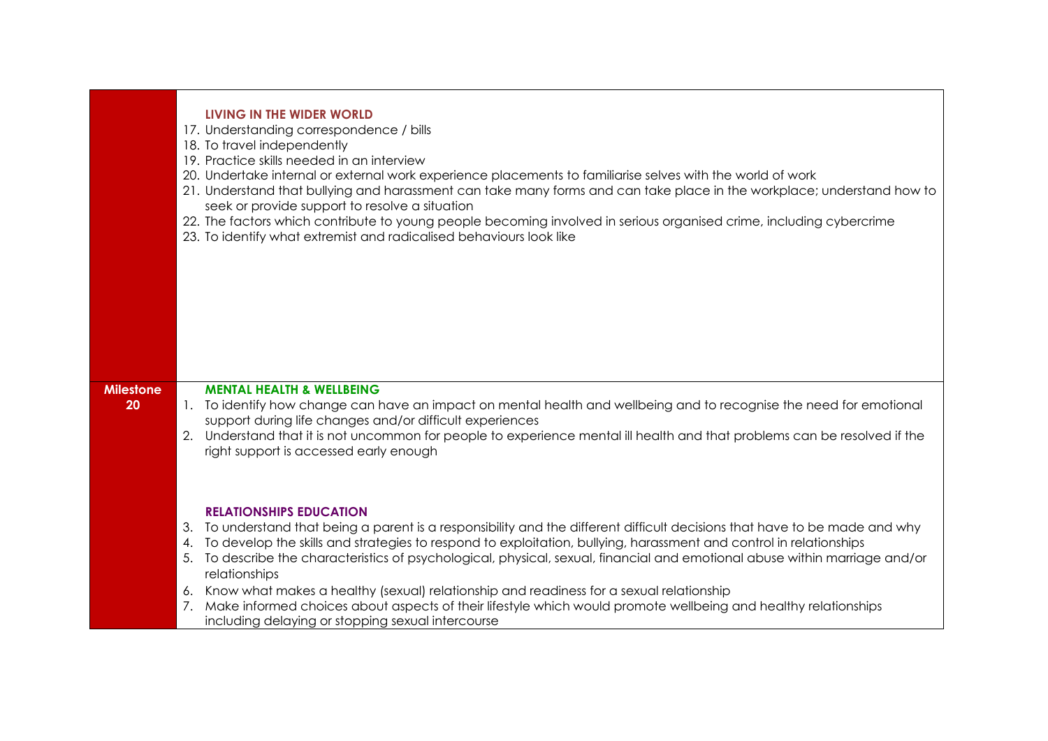| | |
|---|---|
| | **LIVING IN THE WIDER WORLD**<br>17. Understanding correspondence / bills<br>18. To travel independently<br>19. Practice skills needed in an interview<br>20. Undertake internal or external work experience placements to familiarise selves with the world of work<br>21. Understand that bullying and harassment can take many forms and can take place in the workplace; understand how to seek or provide support to resolve a situation<br>22. The factors which contribute to young people becoming involved in serious organised crime, including cybercrime<br>23. To identify what extremist and radicalised behaviours look like |
| **Milestone 20** | **MENTAL HEALTH & WELLBEING**<br>1. To identify how change can have an impact on mental health and wellbeing and to recognise the need for emotional support during life changes and/or difficult experiences<br>2. Understand that it is not uncommon for people to experience mental ill health and that problems can be resolved if the right support is accessed early enough<br><br>**RELATIONSHIPS EDUCATION**<br>3. To understand that being a parent is a responsibility and the different difficult decisions that have to be made and why<br>4. To develop the skills and strategies to respond to exploitation, bullying, harassment and control in relationships<br>5. To describe the characteristics of psychological, physical, sexual, financial and emotional abuse within marriage and/or relationships<br>6. Know what makes a healthy (sexual) relationship and readiness for a sexual relationship<br>7. Make informed choices about aspects of their lifestyle which would promote wellbeing and healthy relationships including delaying or stopping sexual intercourse |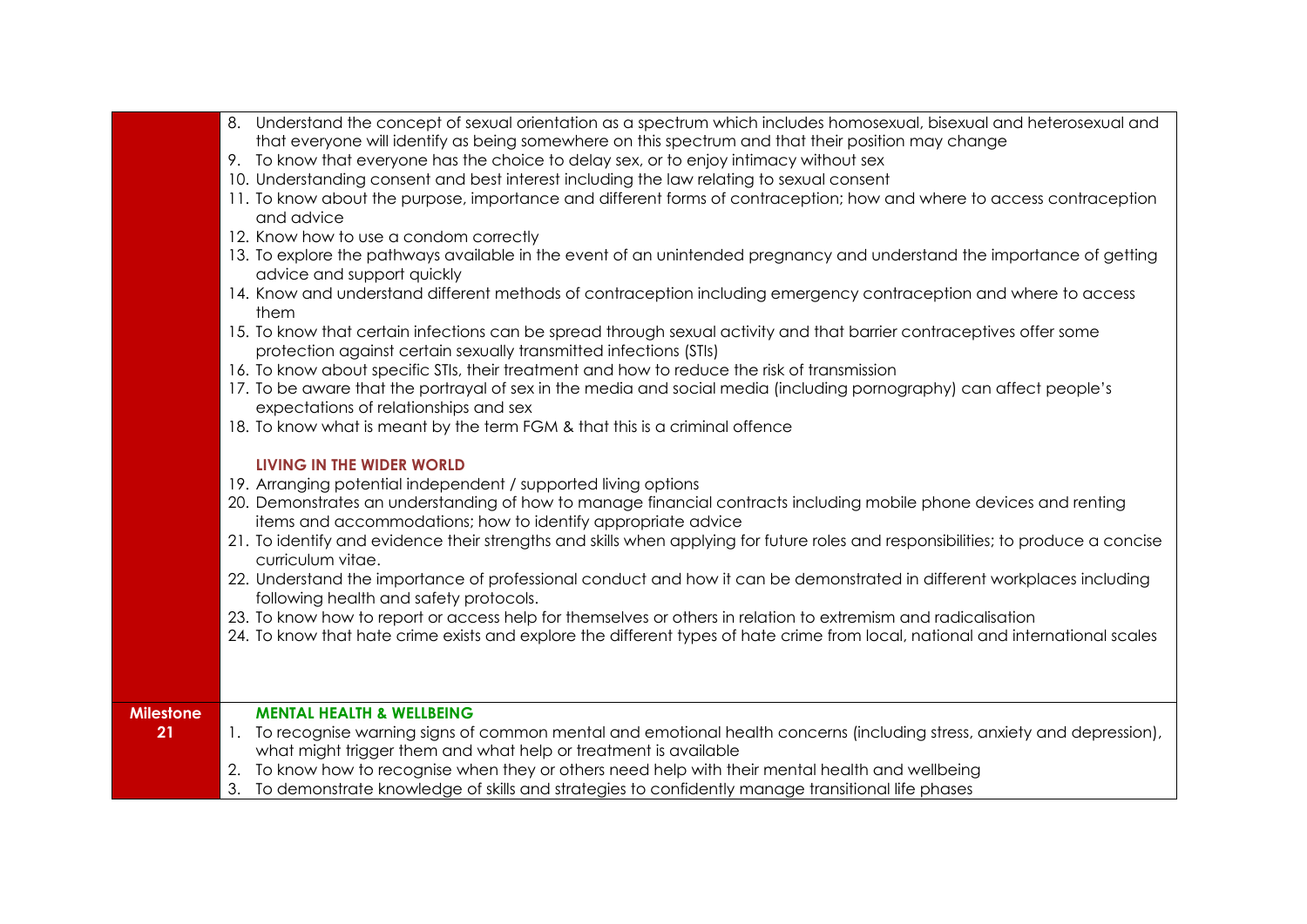| | |
|---|---|
| | 8. Understand the concept of sexual orientation as a spectrum which includes homosexual, bisexual and heterosexual and that everyone will identify as being somewhere on this spectrum and that their position may change<br>9. To know that everyone has the choice to delay sex, or to enjoy intimacy without sex<br>10. Understanding consent and best interest including the law relating to sexual consent<br>11. To know about the purpose, importance and different forms of contraception; how and where to access contraception and advice<br>12. Know how to use a condom correctly<br>13. To explore the pathways available in the event of an unintended pregnancy and understand the importance of getting advice and support quickly<br>14. Know and understand different methods of contraception including emergency contraception and where to access them<br>15. To know that certain infections can be spread through sexual activity and that barrier contraceptives offer some protection against certain sexually transmitted infections (STIs)<br>16. To know about specific STIs, their treatment and how to reduce the risk of transmission<br>17. To be aware that the portrayal of sex in the media and social media (including pornography) can affect people's expectations of relationships and sex<br>18. To know what is meant by the term FGM & that this is a criminal offence<br><br>**LIVING IN THE WIDER WORLD**<br>19. Arranging potential independent / supported living options<br>20. Demonstrates an understanding of how to manage financial contracts including mobile phone devices and renting items and accommodations; how to identify appropriate advice<br>21. To identify and evidence their strengths and skills when applying for future roles and responsibilities; to produce a concise curriculum vitae.<br>22. Understand the importance of professional conduct and how it can be demonstrated in different workplaces including following health and safety protocols.<br>23. To know how to report or access help for themselves or others in relation to extremism and radicalisation<br>24. To know that hate crime exists and explore the different types of hate crime from local, national and international scales |
| **Milestone 21** | **MENTAL HEALTH & WELLBEING**<br>1. To recognise warning signs of common mental and emotional health concerns (including stress, anxiety and depression), what might trigger them and what help or treatment is available<br>2. To know how to recognise when they or others need help with their mental health and wellbeing<br>3. To demonstrate knowledge of skills and strategies to confidently manage transitional life phases |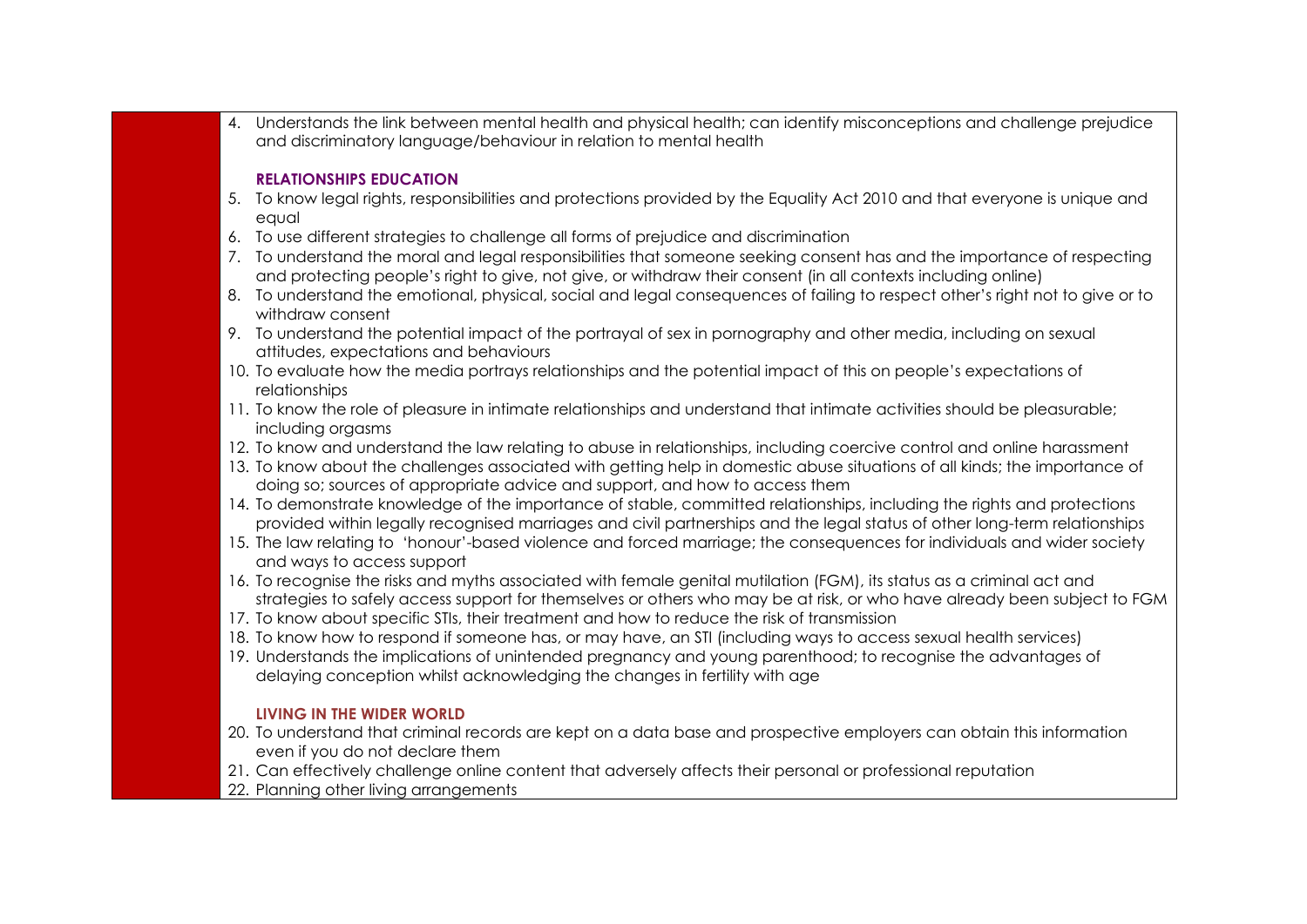4. Understands the link between mental health and physical health; can identify misconceptions and challenge prejudice and discriminatory language/behaviour in relation to mental health

**RELATIONSHIPS EDUCATION**

5. To know legal rights, responsibilities and protections provided by the Equality Act 2010 and that everyone is unique and equal
6. To use different strategies to challenge all forms of prejudice and discrimination
7. To understand the moral and legal responsibilities that someone seeking consent has and the importance of respecting and protecting people's right to give, not give, or withdraw their consent (in all contexts including online)
8. To understand the emotional, physical, social and legal consequences of failing to respect other's right not to give or to withdraw consent
9. To understand the potential impact of the portrayal of sex in pornography and other media, including on sexual attitudes, expectations and behaviours
10. To evaluate how the media portrays relationships and the potential impact of this on people's expectations of relationships
11. To know the role of pleasure in intimate relationships and understand that intimate activities should be pleasurable; including orgasms
12. To know and understand the law relating to abuse in relationships, including coercive control and online harassment
13. To know about the challenges associated with getting help in domestic abuse situations of all kinds; the importance of doing so; sources of appropriate advice and support, and how to access them
14. To demonstrate knowledge of the importance of stable, committed relationships, including the rights and protections provided within legally recognised marriages and civil partnerships and the legal status of other long-term relationships
15. The law relating to 'honour'-based violence and forced marriage; the consequences for individuals and wider society and ways to access support
16. To recognise the risks and myths associated with female genital mutilation (FGM), its status as a criminal act and strategies to safely access support for themselves or others who may be at risk, or who have already been subject to FGM
17. To know about specific STIs, their treatment and how to reduce the risk of transmission
18. To know how to respond if someone has, or may have, an STI (including ways to access sexual health services)
19. Understands the implications of unintended pregnancy and young parenthood; to recognise the advantages of delaying conception whilst acknowledging the changes in fertility with age

**LIVING IN THE WIDER WORLD**

20. To understand that criminal records are kept on a data base and prospective employers can obtain this information even if you do not declare them
21. Can effectively challenge online content that adversely affects their personal or professional reputation
22. Planning other living arrangements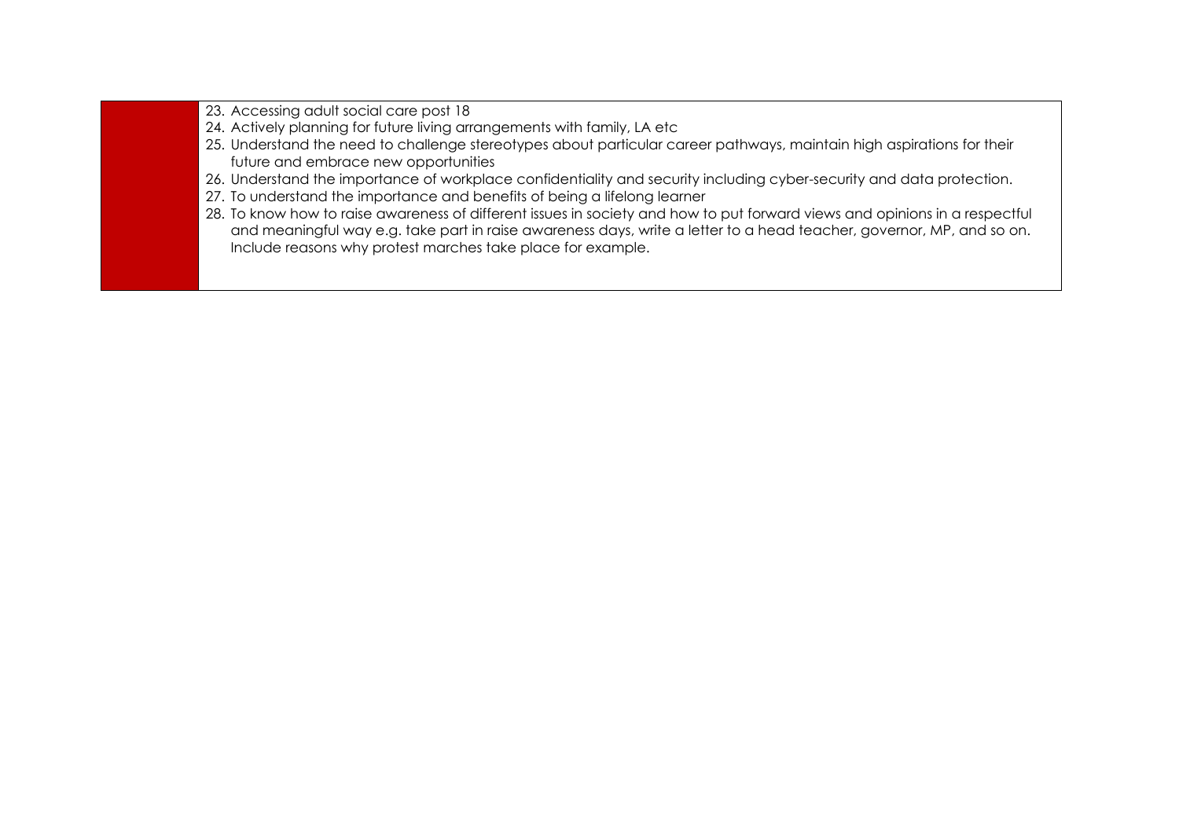| | |
|---|---|
| | 23. Accessing adult social care post 18<br>24. Actively planning for future living arrangements with family, LA etc<br>25. Understand the need to challenge stereotypes about particular career pathways, maintain high aspirations for their future and embrace new opportunities<br>26. Understand the importance of workplace confidentiality and security including cyber-security and data protection.<br>27. To understand the importance and benefits of being a lifelong learner<br>28. To know how to raise awareness of different issues in society and how to put forward views and opinions in a respectful and meaningful way e.g. take part in raise awareness days, write a letter to a head teacher, governor, MP, and so on. Include reasons why protest marches take place for example. |